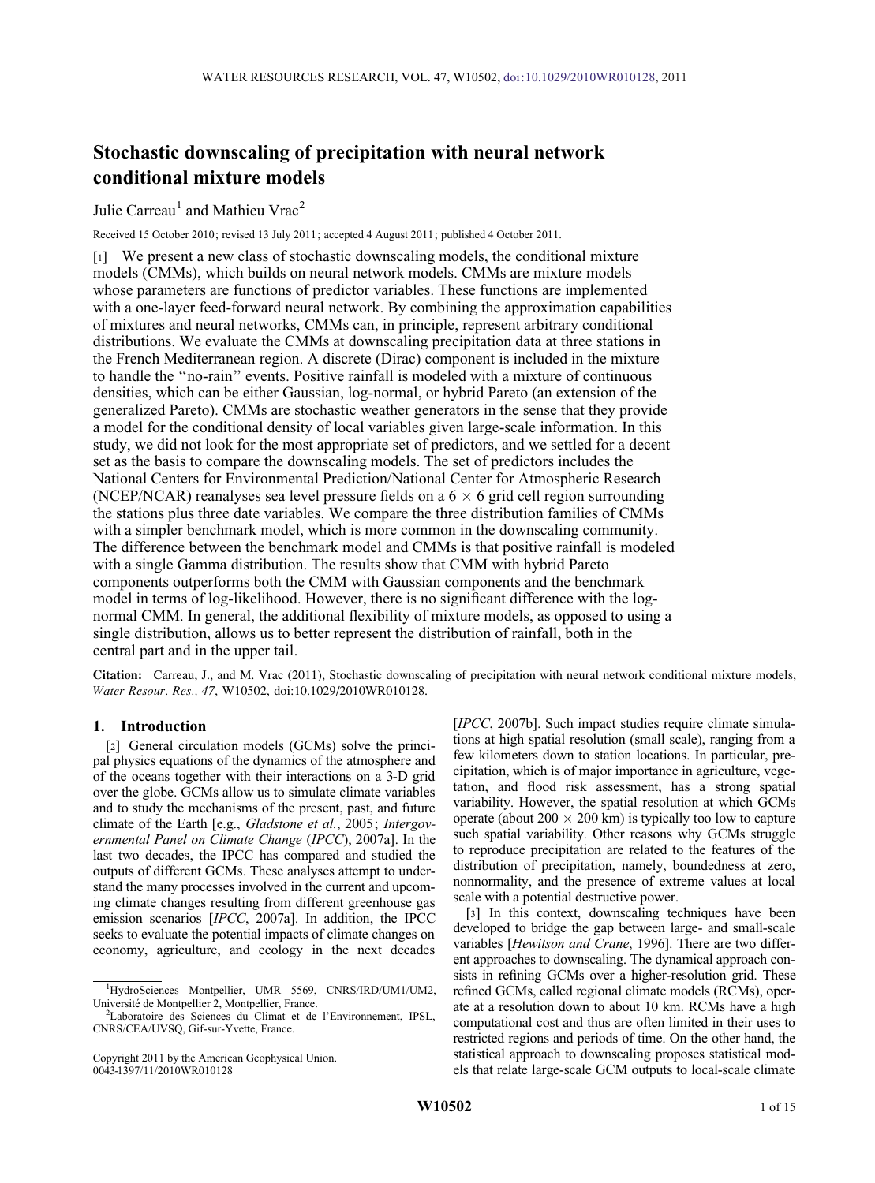# Stochastic downscaling of precipitation with neural network conditional mixture models

Julie Carreau[1] and Mathieu Vrac[2]

Received 15 October 2010; revised 13 July 2011; accepted 4 August 2011; published 4 October 2011.

[1] We present a new class of stochastic downscaling models, the conditional mixture models (CMMs), which builds on neural network models. CMMs are mixture models whose parameters are functions of predictor variables. These functions are implemented with a one-layer feed-forward neural network. By combining the approximation capabilities of mixtures and neural networks, CMMs can, in principle, represent arbitrary conditional distributions. We evaluate the CMMs at downscaling precipitation data at three stations in the French Mediterranean region. A discrete (Dirac) component is included in the mixture to handle the "no-rain" events. Positive rainfall is modeled with a mixture of continuous densities, which can be either Gaussian, log-normal, or hybrid Pareto (an extension of the generalized Pareto). CMMs are stochastic weather generators in the sense that they provide a model for the conditional density of local variables given large-scale information. In this study, we did not look for the most appropriate set of predictors, and we settled for a decent set as the basis to compare the downscaling models. The set of predictors includes the National Centers for Environmental Prediction/National Center for Atmospheric Research (NCEP/NCAR) reanalyses sea level pressure fields on a $6 \times 6$ grid cell region surrounding the stations plus three date variables. We compare the three distribution families of CMMs with a simpler benchmark model, which is more common in the downscaling community. The difference between the benchmark model and CMMs is that positive rainfall is modeled with a single Gamma distribution. The results show that CMM with hybrid Pareto components outperforms both the CMM with Gaussian components and the benchmark model in terms of log-likelihood. However, there is no significant difference with the log-normal CMM. In general, the additional flexibility of mixture models, as opposed to using a single distribution, allows us to better represent the distribution of rainfall, both in the central part and in the upper tail.

**Citation:** Carreau, J., and M. Vrac (2011), Stochastic downscaling of precipitation with neural network conditional mixture models, *Water Resour. Res., 47*, W10502, doi:10.1029/2010WR010128.

## 1. Introduction

[2] General circulation models (GCMs) solve the principal physics equations of the dynamics of the atmosphere and of the oceans together with their interactions on a 3-D grid over the globe. GCMs allow us to simulate climate variables and to study the mechanisms of the present, past, and future climate of the Earth [e.g., *Gladstone et al.*, 2005; *Intergovernmental Panel on Climate Change* (*IPCC*), 2007a]. In the last two decades, the IPCC has compared and studied the outputs of different GCMs. These analyses attempt to understand the many processes involved in the current and upcoming climate changes resulting from different greenhouse gas emission scenarios [*IPCC*, 2007a]. In addition, the IPCC seeks to evaluate the potential impacts of climate changes on economy, agriculture, and ecology in the next decades [*IPCC*, 2007b]. Such impact studies require climate simulations at high spatial resolution (small scale), ranging from a few kilometers down to station locations. In particular, precipitation, which is of major importance in agriculture, vegetation, and flood risk assessment, has a strong spatial variability. However, the spatial resolution at which GCMs operate (about $200 \times 200$ km) is typically too low to capture such spatial variability. Other reasons why GCMs struggle to reproduce precipitation are related to the features of the distribution of precipitation, namely, boundedness at zero, nonnormality, and the presence of extreme values at local scale with a potential destructive power.

[3] In this context, downscaling techniques have been developed to bridge the gap between large- and small-scale variables [*Hewitson and Crane*, 1996]. There are two different approaches to downscaling. The dynamical approach consists in refining GCMs over a higher-resolution grid. These refined GCMs, called regional climate models (RCMs), operate at a resolution down to about 10 km. RCMs have a high computational cost and thus are often limited in their uses to restricted regions and periods of time. On the other hand, the statistical approach to downscaling proposes statistical models that relate large-scale GCM outputs to local-scale climate

[1] HydroSciences Montpellier, UMR 5569, CNRS/IRD/UM1/UM2, Université de Montpellier 2, Montpellier, France.

[2] Laboratoire des Sciences du Climat et de l'Environnement, IPSL, CNRS/CEA/UVSQ, Gif-sur-Yvette, France.

Copyright 2011 by the American Geophysical Union.
0043-1397/11/2010WR010128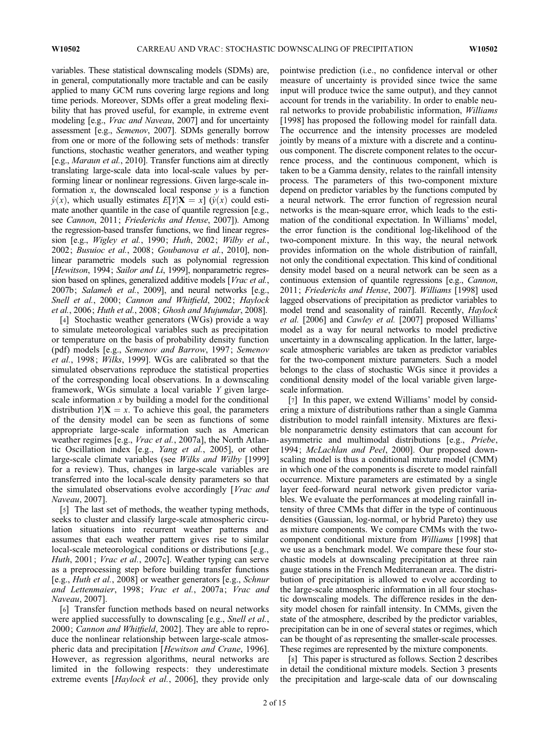variables. These statistical downscaling models (SDMs) are, in general, computationally more tractable and can be easily applied to many GCM runs covering large regions and long time periods. Moreover, SDMs offer a great modeling flexibility that has proved useful, for example, in extreme event modeling [e.g., *Vrac and Naveau*, 2007] and for uncertainty assessment [e.g., *Semenov*, 2007]. SDMs generally borrow from one or more of the following sets of methods: transfer functions, stochastic weather generators, and weather typing [e.g., *Maraun et al.*, 2010]. Transfer functions aim at directly translating large-scale data into local-scale values by performing linear or nonlinear regressions. Given large-scale information $x$, the downscaled local response $y$ is a function $\hat{y}(x)$, which usually estimates $E[Y|\mathbf{X} = x]$ ($\hat{y}(x)$ could estimate another quantile in the case of quantile regression [e.g., see *Cannon*, 2011; *Friederichs and Hense*, 2007]). Among the regression-based transfer functions, we find linear regression [e.g., *Wigley et al.*, 1990; *Huth*, 2002; *Wilby et al.*, 2002; *Busuioc et al.*, 2008; *Goubanova et al.*, 2010], nonlinear parametric models such as polynomial regression [*Hewitson*, 1994; *Sailor and Li*, 1999], nonparametric regression based on splines, generalized additive models [*Vrac et al.*, 2007b; *Salameh et al.*, 2009], and neural networks [e.g., *Snell et al.*, 2000; *Cannon and Whitfield*, 2002; *Haylock et al.*, 2006; *Huth et al.*, 2008; *Ghosh and Mujumdar*, 2008].

[4] Stochastic weather generators (WGs) provide a way to simulate meteorological variables such as precipitation or temperature on the basis of probability density function (pdf) models [e.g., *Semenov and Barrow*, 1997; *Semenov et al.*, 1998; *Wilks*, 1999]. WGs are calibrated so that the simulated observations reproduce the statistical properties of the corresponding local observations. In a downscaling framework, WGs simulate a local variable $Y$ given large-scale information $x$ by building a model for the conditional distribution $Y|\mathbf{X} = x$. To achieve this goal, the parameters of the density model can be seen as functions of some appropriate large-scale information such as American weather regimes [e.g., *Vrac et al.*, 2007a], the North Atlantic Oscillation index [e.g., *Yang et al.*, 2005], or other large-scale climate variables (see *Wilks and Wilby* [1999] for a review). Thus, changes in large-scale variables are transferred into the local-scale density parameters so that the simulated observations evolve accordingly [*Vrac and Naveau*, 2007].

[5] The last set of methods, the weather typing methods, seeks to cluster and classify large-scale atmospheric circulation situations into recurrent weather patterns and assumes that each weather pattern gives rise to similar local-scale meteorological conditions or distributions [e.g., *Huth*, 2001; *Vrac et al.*, 2007c]. Weather typing can serve as a preprocessing step before building transfer functions [e.g., *Huth et al.*, 2008] or weather generators [e.g., *Schnur and Lettenmaier*, 1998; *Vrac et al.*, 2007a; *Vrac and Naveau*, 2007].

[6] Transfer function methods based on neural networks were applied successfully to downscaling [e.g., *Snell et al.*, 2000; *Cannon and Whitfield*, 2002]. They are able to reproduce the nonlinear relationship between large-scale atmospheric data and precipitation [*Hewitson and Crane*, 1996]. However, as regression algorithms, neural networks are limited in the following respects: they underestimate extreme events [*Haylock et al.*, 2006], they provide only pointwise prediction (i.e., no confidence interval or other measure of uncertainty is provided since twice the same input will produce twice the same output), and they cannot account for trends in the variability. In order to enable neural networks to provide probabilistic information, *Williams* [1998] has proposed the following model for rainfall data. The occurrence and the intensity processes are modeled jointly by means of a mixture with a discrete and a continuous component. The discrete component relates to the occurrence process, and the continuous component, which is taken to be a Gamma density, relates to the rainfall intensity process. The parameters of this two-component mixture depend on predictor variables by the functions computed by a neural network. The error function of regression neural networks is the mean-square error, which leads to the estimation of the conditional expectation. In Williams' model, the error function is the conditional log-likelihood of the two-component mixture. In this way, the neural network provides information on the whole distribution of rainfall, not only the conditional expectation. This kind of conditional density model based on a neural network can be seen as a continuous extension of quantile regressions [e.g., *Cannon*, 2011; *Friederichs and Hense*, 2007]. *Williams* [1998] used lagged observations of precipitation as predictor variables to model trend and seasonality of rainfall. Recently, *Haylock et al.* [2006] and *Cawley et al.* [2007] proposed Williams' model as a way for neural networks to model predictive uncertainty in a downscaling application. In the latter, large-scale atmospheric variables are taken as predictor variables for the two-component mixture parameters. Such a model belongs to the class of stochastic WGs since it provides a conditional density model of the local variable given large-scale information.

[7] In this paper, we extend Williams' model by considering a mixture of distributions rather than a single Gamma distribution to model rainfall intensity. Mixtures are flexible nonparametric density estimators that can account for asymmetric and multimodal distributions [e.g., *Priebe*, 1994; *McLachlan and Peel*, 2000]. Our proposed downscaling model is thus a conditional mixture model (CMM) in which one of the components is discrete to model rainfall occurrence. Mixture parameters are estimated by a single layer feed-forward neural network given predictor variables. We evaluate the performances at modeling rainfall intensity of three CMMs that differ in the type of continuous densities (Gaussian, log-normal, or hybrid Pareto) they use as mixture components. We compare CMMs with the two-component conditional mixture from *Williams* [1998] that we use as a benchmark model. We compare these four stochastic models at downscaling precipitation at three rain gauge stations in the French Mediterranean area. The distribution of precipitation is allowed to evolve according to the large-scale atmospheric information in all four stochastic downscaling models. The difference resides in the density model chosen for rainfall intensity. In CMMs, given the state of the atmosphere, described by the predictor variables, precipitation can be in one of several states or regimes, which can be thought of as representing the smaller-scale processes. These regimes are represented by the mixture components.

[8] This paper is structured as follows. Section 2 describes in detail the conditional mixture models. Section 3 presents the precipitation and large-scale data of our downscaling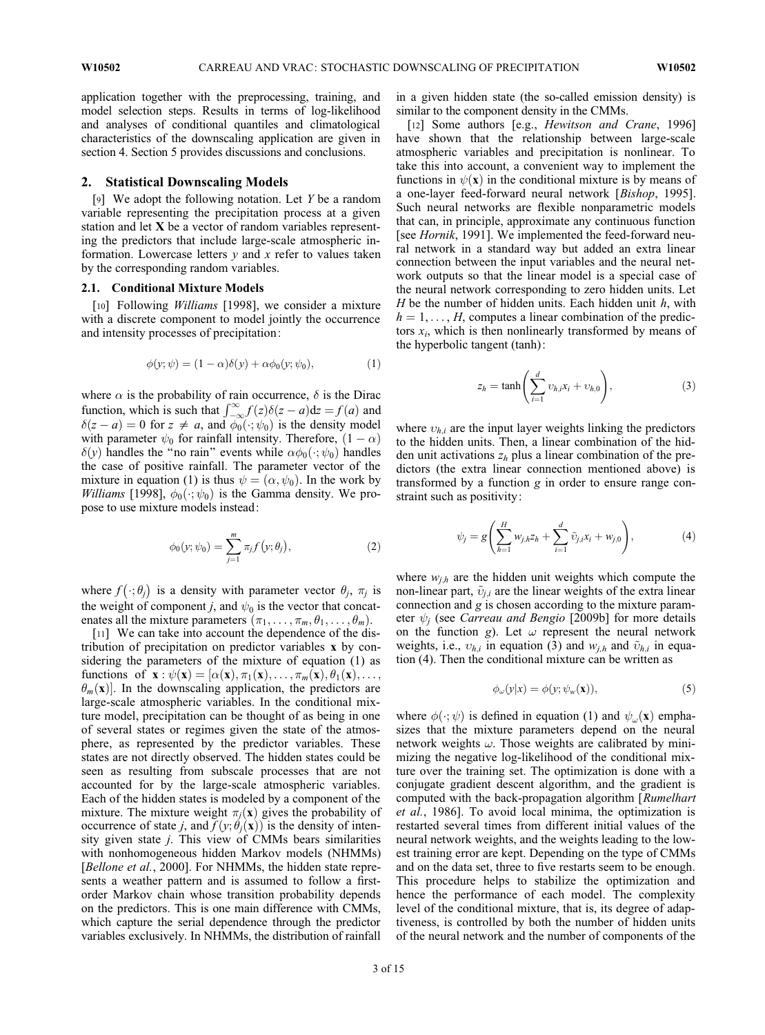application together with the preprocessing, training, and model selection steps. Results in terms of log-likelihood and analyses of conditional quantiles and climatological characteristics of the downscaling application are given in section 4. Section 5 provides discussions and conclusions.

## 2. Statistical Downscaling Models

[9] We adopt the following notation. Let $Y$ be a random variable representing the precipitation process at a given station and let $\mathbf{X}$ be a vector of random variables representing the predictors that include large-scale atmospheric information. Lowercase letters $y$ and $x$ refer to values taken by the corresponding random variables.

### 2.1. Conditional Mixture Models

[10] Following *Williams* [1998], we consider a mixture with a discrete component to model jointly the occurrence and intensity processes of precipitation:

$$\phi(y;\psi) = (1-\alpha)\delta(y) + \alpha\phi_0(y;\psi_0), \tag{1}$$

where $\alpha$ is the probability of rain occurrence, $\delta$ is the Dirac function, which is such that $\int_{-\infty}^{\infty} f(z)\delta(z-a)\mathrm{d}z = f(a)$ and $\delta(z-a) = 0$ for $z \neq a$, and $\phi_0(\cdot;\psi_0)$ is the density model with parameter $\psi_0$ for rainfall intensity. Therefore, $(1-\alpha)\delta(y)$ handles the "no rain" events while $\alpha\phi_0(\cdot;\psi_0)$ handles the case of positive rainfall. The parameter vector of the mixture in equation (1) is thus $\psi = (\alpha, \psi_0)$. In the work by *Williams* [1998], $\phi_0(\cdot;\psi_0)$ is the Gamma density. We propose to use mixture models instead:

$$\phi_0(y;\psi_0) = \sum_{j=1}^{m} \pi_j f(y;\theta_j), \tag{2}$$

where $f(\cdot;\theta_j)$ is a density with parameter vector $\theta_j$, $\pi_j$ is the weight of component $j$, and $\psi_0$ is the vector that concatenates all the mixture parameters $(\pi_1, \ldots, \pi_m, \theta_1, \ldots, \theta_m)$.

[11] We can take into account the dependence of the distribution of precipitation on predictor variables $\mathbf{x}$ by considering the parameters of the mixture of equation (1) as functions of $\mathbf{x}: \psi(\mathbf{x}) = [\alpha(\mathbf{x}), \pi_1(\mathbf{x}), \ldots, \pi_m(\mathbf{x}), \theta_1(\mathbf{x}), \ldots, \theta_m(\mathbf{x})]$. In the downscaling application, the predictors are large-scale atmospheric variables. In the conditional mixture model, precipitation can be thought of as being in one of several states or regimes given the state of the atmosphere, as represented by the predictor variables. These states are not directly observed. The hidden states could be seen as resulting from subscale processes that are not accounted for by the large-scale atmospheric variables. Each of the hidden states is modeled by a component of the mixture. The mixture weight $\pi_j(\mathbf{x})$ gives the probability of occurrence of state $j$, and $f(y;\theta_j(\mathbf{x}))$ is the density of intensity given state $j$. This view of CMMs bears similarities with nonhomogeneous hidden Markov models (NHMMs) [*Bellone et al.*, 2000]. For NHMMs, the hidden state represents a weather pattern and is assumed to follow a first-order Markov chain whose transition probability depends on the predictors. This is one main difference with CMMs, which capture the serial dependence through the predictor variables exclusively. In NHMMs, the distribution of rainfall in a given hidden state (the so-called emission density) is similar to the component density in the CMMs.

[12] Some authors [e.g., *Hewitson and Crane*, 1996] have shown that the relationship between large-scale atmospheric variables and precipitation is nonlinear. To take this into account, a convenient way to implement the functions in $\psi(\mathbf{x})$ in the conditional mixture is by means of a one-layer feed-forward neural network [*Bishop*, 1995]. Such neural networks are flexible nonparametric models that can, in principle, approximate any continuous function [see *Hornik*, 1991]. We implemented the feed-forward neural network in a standard way but added an extra linear connection between the input variables and the neural network outputs so that the linear model is a special case of the neural network corresponding to zero hidden units. Let $H$ be the number of hidden units. Each hidden unit $h$, with $h = 1, \ldots, H$, computes a linear combination of the predictors $x_i$, which is then nonlinearly transformed by means of the hyperbolic tangent (tanh):

$$z_h = \tanh\left(\sum_{i=1}^{d} v_{h,i}x_i + v_{h,0}\right), \tag{3}$$

where $v_{h,i}$ are the input layer weights linking the predictors to the hidden units. Then, a linear combination of the hidden unit activations $z_h$ plus a linear combination of the predictors (the extra linear connection mentioned above) is transformed by a function $g$ in order to ensure range constraint such as positivity:

$$\psi_j = g\left(\sum_{h=1}^{H} w_{j,h}z_h + \sum_{i=1}^{d} \tilde{v}_{j,i}x_i + w_{j,0}\right), \tag{4}$$

where $w_{j,h}$ are the hidden unit weights which compute the non-linear part, $\tilde{v}_{j,i}$ are the linear weights of the extra linear connection and $g$ is chosen according to the mixture parameter $\psi_j$ (see *Carreau and Bengio* [2009b] for more details on the function $g$). Let $\omega$ represent the neural network weights, i.e., $v_{h,i}$ in equation (3) and $w_{j,h}$ and $\tilde{v}_{h,i}$ in equation (4). Then the conditional mixture can be written as

$$\phi_\omega(y|x) = \phi(y;\psi_w(\mathbf{x})), \tag{5}$$

where $\phi(\cdot;\psi)$ is defined in equation (1) and $\psi_\omega(\mathbf{x})$ emphasizes that the mixture parameters depend on the neural network weights $\omega$. Those weights are calibrated by minimizing the negative log-likelihood of the conditional mixture over the training set. The optimization is done with a conjugate gradient descent algorithm, and the gradient is computed with the back-propagation algorithm [*Rumelhart et al.*, 1986]. To avoid local minima, the optimization is restarted several times from different initial values of the neural network weights, and the weights leading to the lowest training error are kept. Depending on the type of CMMs and on the data set, three to five restarts seem to be enough. This procedure helps to stabilize the optimization and hence the performance of each model. The complexity level of the conditional mixture, that is, its degree of adaptiveness, is controlled by both the number of hidden units of the neural network and the number of components of the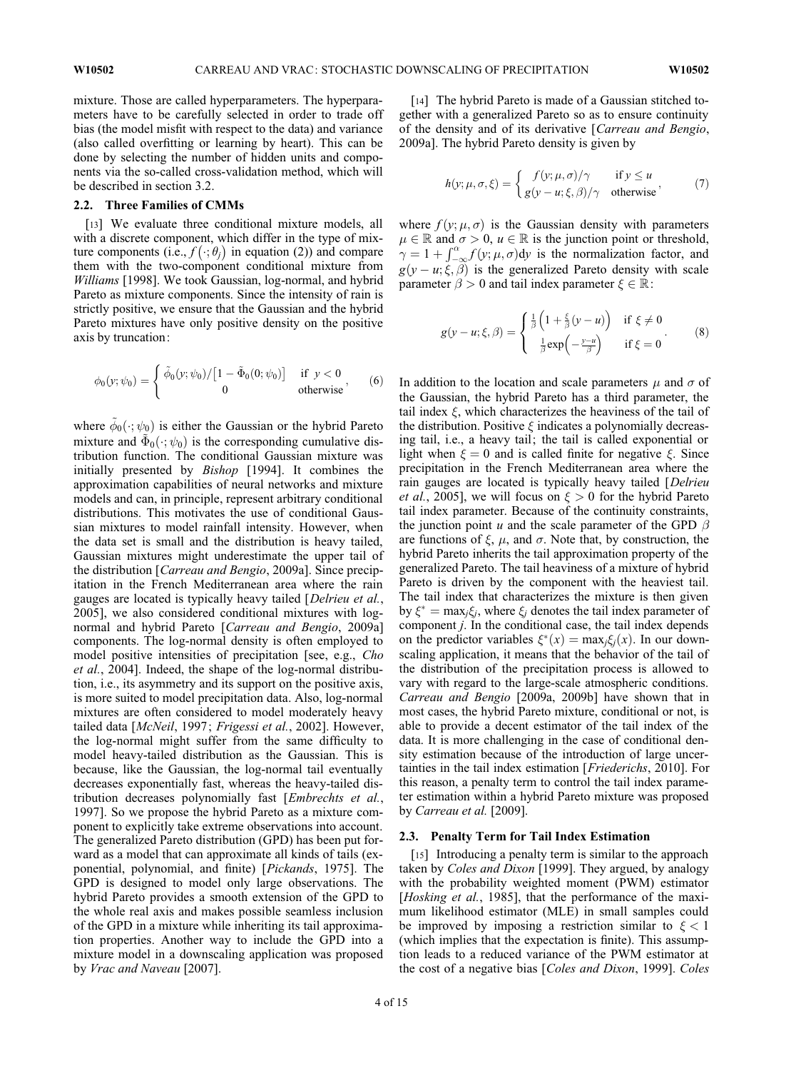mixture. Those are called hyperparameters. The hyperparameters have to be carefully selected in order to trade off bias (the model misfit with respect to the data) and variance (also called overfitting or learning by heart). This can be done by selecting the number of hidden units and components via the so-called cross-validation method, which will be described in section 3.2.

### 2.2. Three Families of CMMs

[13] We evaluate three conditional mixture models, all with a discrete component, which differ in the type of mixture components (i.e., $f(\cdot;\theta_j)$ in equation (2)) and compare them with the two-component conditional mixture from *Williams* [1998]. We took Gaussian, log-normal, and hybrid Pareto as mixture components. Since the intensity of rain is strictly positive, we ensure that the Gaussian and the hybrid Pareto mixtures have only positive density on the positive axis by truncation:

$$\phi_0(y;\psi_0) = \begin{cases} \tilde{\phi}_0(y;\psi_0)/\left[1-\tilde{\Phi}_0(0;\psi_0)\right] & \text{if } y < 0 \\ 0 & \text{otherwise} \end{cases}, \qquad (6)$$

where $\tilde{\phi}_0(\cdot;\psi_0)$ is either the Gaussian or the hybrid Pareto mixture and $\tilde{\Phi}_0(\cdot;\psi_0)$ is the corresponding cumulative distribution function. The conditional Gaussian mixture was initially presented by *Bishop* [1994]. It combines the approximation capabilities of neural networks and mixture models and can, in principle, represent arbitrary conditional distributions. This motivates the use of conditional Gaussian mixtures to model rainfall intensity. However, when the data set is small and the distribution is heavy tailed, Gaussian mixtures might underestimate the upper tail of the distribution [*Carreau and Bengio*, 2009a]. Since precipitation in the French Mediterranean area where the rain gauges are located is typically heavy tailed [*Delrieu et al.*, 2005], we also considered conditional mixtures with log-normal and hybrid Pareto [*Carreau and Bengio*, 2009a] components. The log-normal density is often employed to model positive intensities of precipitation [see, e.g., *Cho et al.*, 2004]. Indeed, the shape of the log-normal distribution, i.e., its asymmetry and its support on the positive axis, is more suited to model precipitation data. Also, log-normal mixtures are often considered to model moderately heavy tailed data [*McNeil*, 1997; *Frigessi et al.*, 2002]. However, the log-normal might suffer from the same difficulty to model heavy-tailed distribution as the Gaussian. This is because, like the Gaussian, the log-normal tail eventually decreases exponentially fast, whereas the heavy-tailed distribution decreases polynomially fast [*Embrechts et al.*, 1997]. So we propose the hybrid Pareto as a mixture component to explicitly take extreme observations into account. The generalized Pareto distribution (GPD) has been put forward as a model that can approximate all kinds of tails (exponential, polynomial, and finite) [*Pickands*, 1975]. The GPD is designed to model only large observations. The hybrid Pareto provides a smooth extension of the GPD to the whole real axis and makes possible seamless inclusion of the GPD in a mixture while inheriting its tail approximation properties. Another way to include the GPD into a mixture model in a downscaling application was proposed by *Vrac and Naveau* [2007].

[14] The hybrid Pareto is made of a Gaussian stitched together with a generalized Pareto so as to ensure continuity of the density and of its derivative [*Carreau and Bengio*, 2009a]. The hybrid Pareto density is given by

$$h(y;\mu,\sigma,\xi) = \begin{cases} f(y;\mu,\sigma)/\gamma & \text{if } y \leq u \\ g(y-u;\xi,\beta)/\gamma & \text{otherwise} \end{cases}, \qquad (7)$$

where $f(y;\mu,\sigma)$ is the Gaussian density with parameters $\mu \in \mathbb{R}$ and $\sigma > 0$, $u \in \mathbb{R}$ is the junction point or threshold, $\gamma = 1 + \int_{-\infty}^{\alpha} f(y;\mu,\sigma)\mathrm{d}y$ is the normalization factor, and $g(y-u;\xi,\beta)$ is the generalized Pareto density with scale parameter $\beta > 0$ and tail index parameter $\xi \in \mathbb{R}$:

$$g(y-u;\xi,\beta) = \begin{cases} \frac{1}{\beta}\left(1+\frac{\xi}{\beta}(y-u)\right) & \text{if } \xi \neq 0 \\ \frac{1}{\beta}\exp\left(-\frac{y-u}{\beta}\right) & \text{if } \xi = 0 \end{cases}. \qquad (8)$$

In addition to the location and scale parameters $\mu$ and $\sigma$ of the Gaussian, the hybrid Pareto has a third parameter, the tail index $\xi$, which characterizes the heaviness of the tail of the distribution. Positive $\xi$ indicates a polynomially decreasing tail, i.e., a heavy tail; the tail is called exponential or light when $\xi = 0$ and is called finite for negative $\xi$. Since precipitation in the French Mediterranean area where the rain gauges are located is typically heavy tailed [*Delrieu et al.*, 2005], we will focus on $\xi > 0$ for the hybrid Pareto tail index parameter. Because of the continuity constraints, the junction point $u$ and the scale parameter of the GPD $\beta$ are functions of $\xi$, $\mu$, and $\sigma$. Note that, by construction, the hybrid Pareto inherits the tail approximation property of the generalized Pareto. The tail heaviness of a mixture of hybrid Pareto is driven by the component with the heaviest tail. The tail index that characterizes the mixture is then given by $\xi^* = \max_j \xi_j$, where $\xi_j$ denotes the tail index parameter of component $j$. In the conditional case, the tail index depends on the predictor variables $\xi^*(x) = \max_j \xi_j(x)$. In our downscaling application, it means that the behavior of the tail of the distribution of the precipitation process is allowed to vary with regard to the large-scale atmospheric conditions. *Carreau and Bengio* [2009a, 2009b] have shown that in most cases, the hybrid Pareto mixture, conditional or not, is able to provide a decent estimator of the tail index of the data. It is more challenging in the case of conditional density estimation because of the introduction of large uncertainties in the tail index estimation [*Friederichs*, 2010]. For this reason, a penalty term to control the tail index parameter estimation within a hybrid Pareto mixture was proposed by *Carreau et al.* [2009].

### 2.3. Penalty Term for Tail Index Estimation

[15] Introducing a penalty term is similar to the approach taken by *Coles and Dixon* [1999]. They argued, by analogy with the probability weighted moment (PWM) estimator [*Hosking et al.*, 1985], that the performance of the maximum likelihood estimator (MLE) in small samples could be improved by imposing a restriction similar to $\xi < 1$ (which implies that the expectation is finite). This assumption leads to a reduced variance of the PWM estimator at the cost of a negative bias [*Coles and Dixon*, 1999]. *Coles*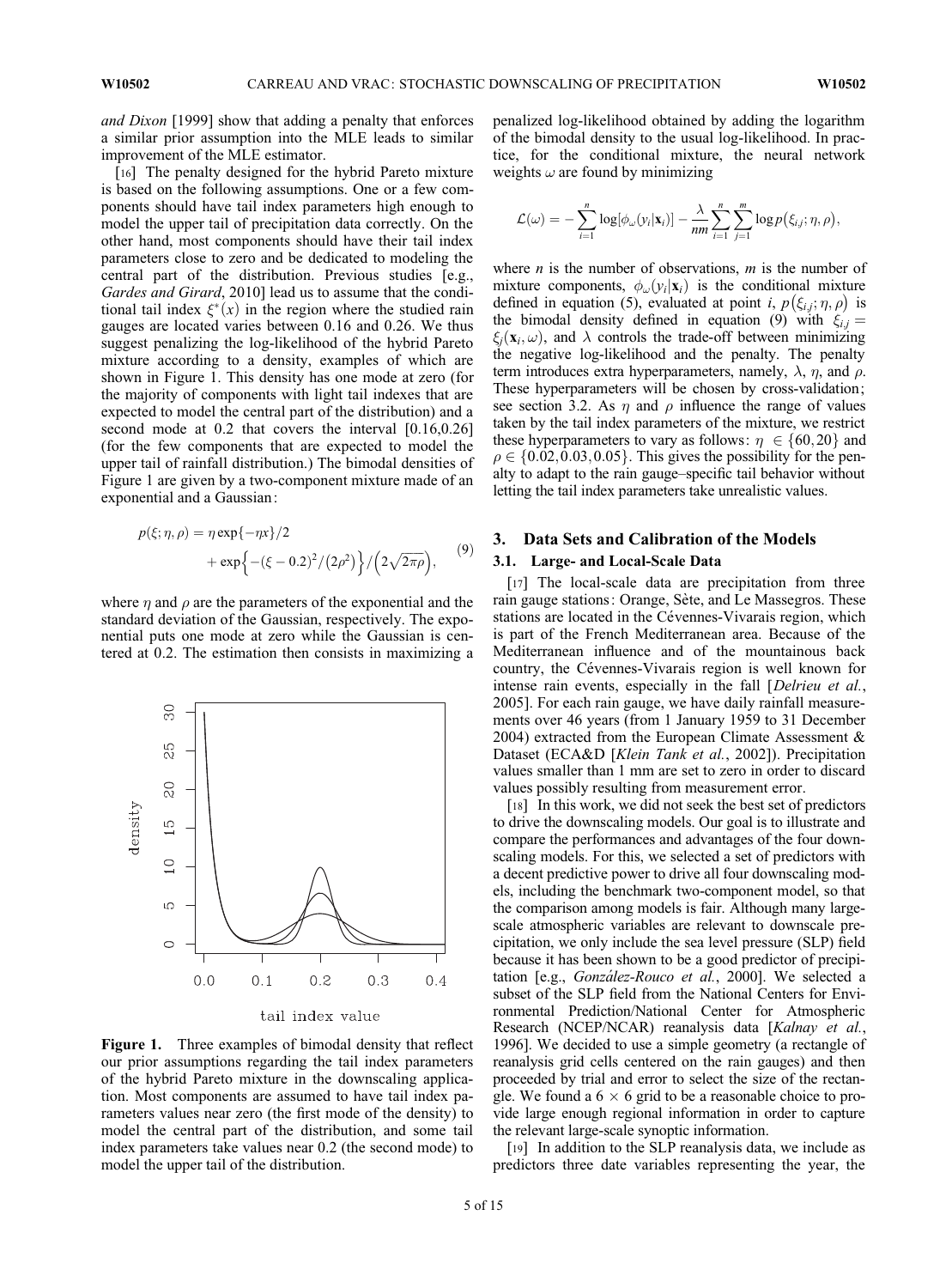*and Dixon* [1999] show that adding a penalty that enforces a similar prior assumption into the MLE leads to similar improvement of the MLE estimator.

[16] The penalty designed for the hybrid Pareto mixture is based on the following assumptions. One or a few components should have tail index parameters high enough to model the upper tail of precipitation data correctly. On the other hand, most components should have their tail index parameters close to zero and be dedicated to modeling the central part of the distribution. Previous studies [e.g., *Gardes and Girard*, 2010] lead us to assume that the conditional tail index $\xi^*(x)$ in the region where the studied rain gauges are located varies between 0.16 and 0.26. We thus suggest penalizing the log-likelihood of the hybrid Pareto mixture according to a density, examples of which are shown in Figure 1. This density has one mode at zero (for the majority of components with light tail indexes that are expected to model the central part of the distribution) and a second mode at 0.2 that covers the interval [0.16,0.26] (for the few components that are expected to model the upper tail of rainfall distribution.) The bimodal densities of Figure 1 are given by a two-component mixture made of an exponential and a Gaussian:

$$p(\xi;\eta,\rho) = \eta\exp\{-\eta x\}/2 + \exp\left\{-(\xi-0.2)^2/(2\rho^2)\right\}/\left(2\sqrt{2\pi}\rho\right), \quad (9)$$

where $\eta$ and $\rho$ are the parameters of the exponential and the standard deviation of the Gaussian, respectively. The exponential puts one mode at zero while the Gaussian is centered at 0.2. The estimation then consists in maximizing a penalized log-likelihood obtained by adding the logarithm of the bimodal density to the usual log-likelihood. In practice, for the conditional mixture, the neural network weights $\omega$ are found by minimizing

$$\mathcal{L}(\omega) = -\sum_{i=1}^{n}\log[\phi_\omega(y_i|\mathbf{x}_i)] - \frac{\lambda}{nm}\sum_{i=1}^{n}\sum_{j=1}^{m}\log p\left(\xi_{i,j};\eta,\rho\right),$$

where $n$ is the number of observations, $m$ is the number of mixture components, $\phi_\omega(y_i|\mathbf{x}_i)$ is the conditional mixture defined in equation (5), evaluated at point $i$, $p\left(\xi_{i,j};\eta,\rho\right)$ is the bimodal density defined in equation (9) with $\xi_{i,j} = \xi_j(\mathbf{x}_i,\omega)$, and $\lambda$ controls the trade-off between minimizing the negative log-likelihood and the penalty. The penalty term introduces extra hyperparameters, namely, $\lambda$, $\eta$, and $\rho$. These hyperparameters will be chosen by cross-validation; see section 3.2. As $\eta$ and $\rho$ influence the range of values taken by the tail index parameters of the mixture, we restrict these hyperparameters to vary as follows: $\eta \in \{60, 20\}$ and $\rho \in \{0.02, 0.03, 0.05\}$. This gives the possibility for the penalty to adapt to the rain gauge–specific tail behavior without letting the tail index parameters take unrealistic values.

**Figure 1.** Three examples of bimodal density that reflect our prior assumptions regarding the tail index parameters of the hybrid Pareto mixture in the downscaling application. Most components are assumed to have tail index parameters values near zero (the first mode of the density) to model the central part of the distribution, and some tail index parameters take values near 0.2 (the second mode) to model the upper tail of the distribution.

## 3. Data Sets and Calibration of the Models

### 3.1. Large- and Local-Scale Data

[17] The local-scale data are precipitation from three rain gauge stations: Orange, Sète, and Le Massegros. These stations are located in the Cévennes-Vivarais region, which is part of the French Mediterranean area. Because of the Mediterranean influence and of the mountainous back country, the Cévennes-Vivarais region is well known for intense rain events, especially in the fall [*Delrieu et al.*, 2005]. For each rain gauge, we have daily rainfall measurements over 46 years (from 1 January 1959 to 31 December 2004) extracted from the European Climate Assessment & Dataset (ECA&D [*Klein Tank et al.*, 2002]). Precipitation values smaller than 1 mm are set to zero in order to discard values possibly resulting from measurement error.

[18] In this work, we did not seek the best set of predictors to drive the downscaling models. Our goal is to illustrate and compare the performances and advantages of the four downscaling models. For this, we selected a set of predictors with a decent predictive power to drive all four downscaling models, including the benchmark two-component model, so that the comparison among models is fair. Although many large-scale atmospheric variables are relevant to downscale precipitation, we only include the sea level pressure (SLP) field because it has been shown to be a good predictor of precipitation [e.g., *González-Rouco et al.*, 2000]. We selected a subset of the SLP field from the National Centers for Environmental Prediction/National Center for Atmospheric Research (NCEP/NCAR) reanalysis data [*Kalnay et al.*, 1996]. We decided to use a simple geometry (a rectangle of reanalysis grid cells centered on the rain gauges) and then proceeded by trial and error to select the size of the rectangle. We found a $6 \times 6$ grid to be a reasonable choice to provide large enough regional information in order to capture the relevant large-scale synoptic information.

[19] In addition to the SLP reanalysis data, we include as predictors three date variables representing the year, the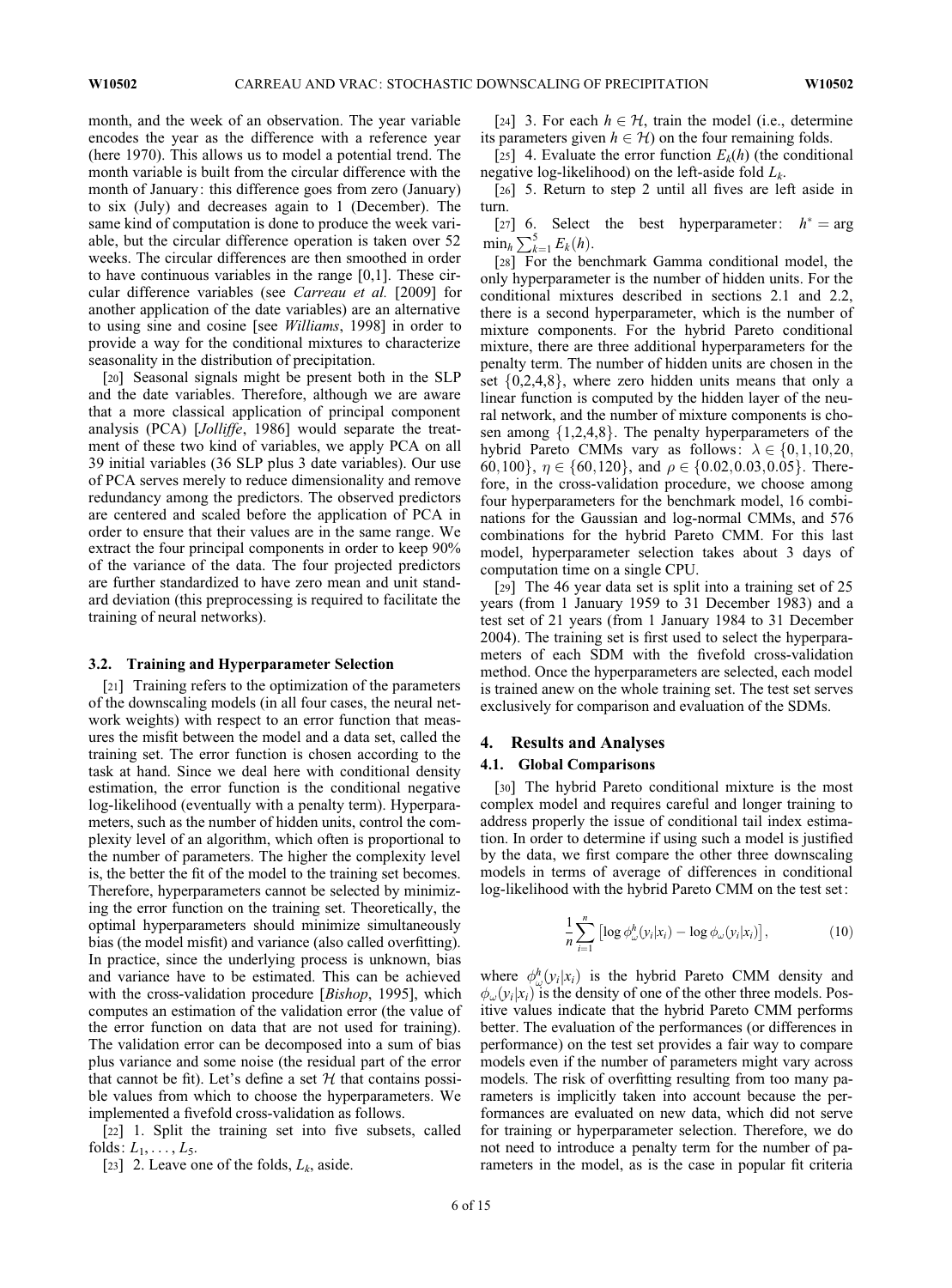month, and the week of an observation. The year variable encodes the year as the difference with a reference year (here 1970). This allows us to model a potential trend. The month variable is built from the circular difference with the month of January: this difference goes from zero (January) to six (July) and decreases again to 1 (December). The same kind of computation is done to produce the week variable, but the circular difference operation is taken over 52 weeks. The circular differences are then smoothed in order to have continuous variables in the range [0,1]. These circular difference variables (see *Carreau et al.* [2009] for another application of the date variables) are an alternative to using sine and cosine [see *Williams*, 1998] in order to provide a way for the conditional mixtures to characterize seasonality in the distribution of precipitation.

[20] Seasonal signals might be present both in the SLP and the date variables. Therefore, although we are aware that a more classical application of principal component analysis (PCA) [*Jolliffe*, 1986] would separate the treatment of these two kind of variables, we apply PCA on all 39 initial variables (36 SLP plus 3 date variables). Our use of PCA serves merely to reduce dimensionality and remove redundancy among the predictors. The observed predictors are centered and scaled before the application of PCA in order to ensure that their values are in the same range. We extract the four principal components in order to keep 90% of the variance of the data. The four projected predictors are further standardized to have zero mean and unit standard deviation (this preprocessing is required to facilitate the training of neural networks).

### 3.2. Training and Hyperparameter Selection

[21] Training refers to the optimization of the parameters of the downscaling models (in all four cases, the neural network weights) with respect to an error function that measures the misfit between the model and a data set, called the training set. The error function is chosen according to the task at hand. Since we deal here with conditional density estimation, the error function is the conditional negative log-likelihood (eventually with a penalty term). Hyperparameters, such as the number of hidden units, control the complexity level of an algorithm, which often is proportional to the number of parameters. The higher the complexity level is, the better the fit of the model to the training set becomes. Therefore, hyperparameters cannot be selected by minimizing the error function on the training set. Theoretically, the optimal hyperparameters should minimize simultaneously bias (the model misfit) and variance (also called overfitting). In practice, since the underlying process is unknown, bias and variance have to be estimated. This can be achieved with the cross-validation procedure [*Bishop*, 1995], which computes an estimation of the validation error (the value of the error function on data that are not used for training). The validation error can be decomposed into a sum of bias plus variance and some noise (the residual part of the error that cannot be fit). Let's define a set $\mathcal{H}$ that contains possible values from which to choose the hyperparameters. We implemented a fivefold cross-validation as follows.

[22] 1. Split the training set into five subsets, called folds: $L_1, \ldots, L_5$.

[23] 2. Leave one of the folds, $L_k$, aside.

[24] 3. For each $h \in \mathcal{H}$, train the model (i.e., determine its parameters given $h \in \mathcal{H}$) on the four remaining folds.

[25] 4. Evaluate the error function $E_k(h)$ (the conditional negative log-likelihood) on the left-aside fold $L_k$.

[26] 5. Return to step 2 until all fives are left aside in turn.

[27] 6. Select the best hyperparameter: $h^* = \arg\min_h \sum_{k=1}^{5} E_k(h)$.

[28] For the benchmark Gamma conditional model, the only hyperparameter is the number of hidden units. For the conditional mixtures described in sections 2.1 and 2.2, there is a second hyperparameter, which is the number of mixture components. For the hybrid Pareto conditional mixture, there are three additional hyperparameters for the penalty term. The number of hidden units are chosen in the set $\{0,2,4,8\}$, where zero hidden units means that only a linear function is computed by the hidden layer of the neural network, and the number of mixture components is chosen among $\{1,2,4,8\}$. The penalty hyperparameters of the hybrid Pareto CMMs vary as follows: $\lambda \in \{0,1,10,20,60,100\}$, $\eta \in \{60,120\}$, and $\rho \in \{0.02,0.03,0.05\}$. Therefore, in the cross-validation procedure, we choose among four hyperparameters for the benchmark model, 16 combinations for the Gaussian and log-normal CMMs, and 576 combinations for the hybrid Pareto CMM. For this last model, hyperparameter selection takes about 3 days of computation time on a single CPU.

[29] The 46 year data set is split into a training set of 25 years (from 1 January 1959 to 31 December 1983) and a test set of 21 years (from 1 January 1984 to 31 December 2004). The training set is first used to select the hyperparameters of each SDM with the fivefold cross-validation method. Once the hyperparameters are selected, each model is trained anew on the whole training set. The test set serves exclusively for comparison and evaluation of the SDMs.

## 4. Results and Analyses

### 4.1. Global Comparisons

[30] The hybrid Pareto conditional mixture is the most complex model and requires careful and longer training to address properly the issue of conditional tail index estimation. In order to determine if using such a model is justified by the data, we first compare the other three downscaling models in terms of average of differences in conditional log-likelihood with the hybrid Pareto CMM on the test set:

$$\frac{1}{n}\sum_{i=1}^{n}\left[\log \phi_{\omega}^{h}(y_i|x_i) - \log \phi_{\omega}(y_i|x_i)\right], \tag{10}$$

where $\phi_{\omega}^{h}(y_i|x_i)$ is the hybrid Pareto CMM density and $\phi_{\omega}(y_i|x_i)$ is the density of one of the other three models. Positive values indicate that the hybrid Pareto CMM performs better. The evaluation of the performances (or differences in performance) on the test set provides a fair way to compare models even if the number of parameters might vary across models. The risk of overfitting resulting from too many parameters is implicitly taken into account because the performances are evaluated on new data, which did not serve for training or hyperparameter selection. Therefore, we do not need to introduce a penalty term for the number of parameters in the model, as is the case in popular fit criteria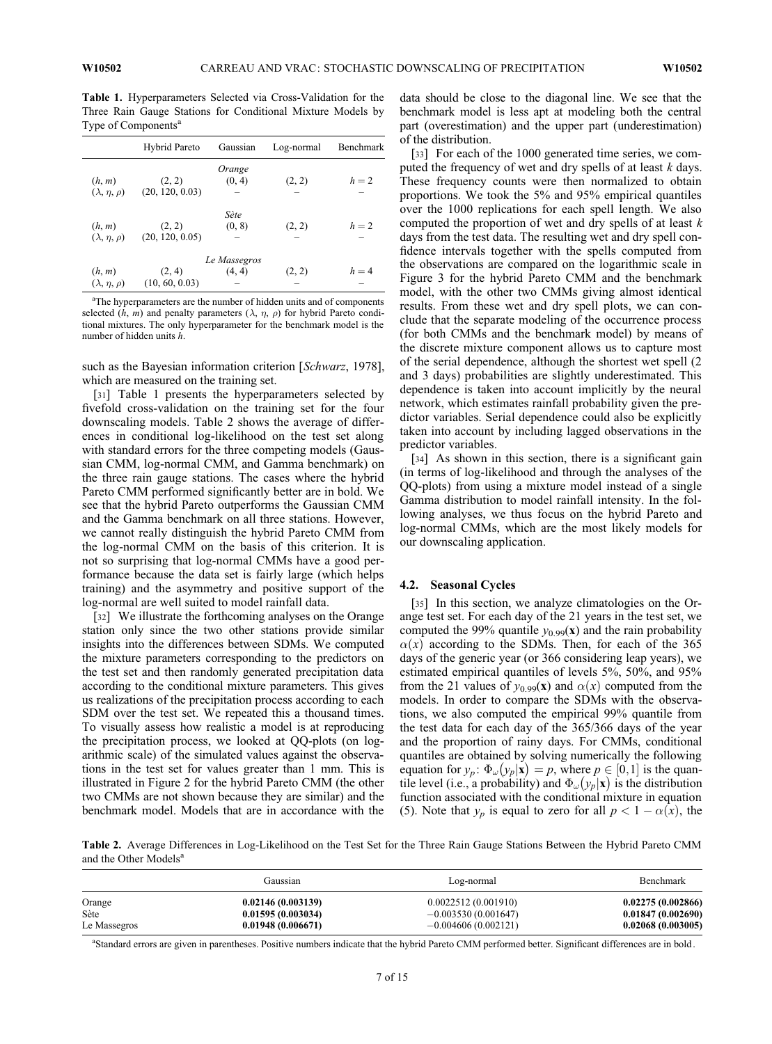**Table 1.** Hyperparameters Selected via Cross-Validation for the Three Rain Gauge Stations for Conditional Mixture Models by Type of Components[a]

| | Hybrid Pareto | Gaussian | Log-normal | Benchmark |
|---|---|---|---|---|
| | | *Orange* | | |
| $(h, m)$ | (2, 2) | (0, 4) | (2, 2) | $h = 2$ |
| $(\lambda, \eta, \rho)$ | (20, 120, 0.03) | – | – | – |
| | | *Sète* | | |
| $(h, m)$ | (2, 2) | (0, 8) | (2, 2) | $h = 2$ |
| $(\lambda, \eta, \rho)$ | (20, 120, 0.05) | – | – | – |
| | | *Le Massegros* | | |
| $(h, m)$ | (2, 4) | (4, 4) | (2, 2) | $h = 4$ |
| $(\lambda, \eta, \rho)$ | (10, 60, 0.03) | – | – | – |

[a]The hyperparameters are the number of hidden units and of components selected $(h, m)$ and penalty parameters $(\lambda, \eta, \rho)$ for hybrid Pareto conditional mixtures. The only hyperparameter for the benchmark model is the number of hidden units $h$.

such as the Bayesian information criterion [*Schwarz*, 1978], which are measured on the training set.

[31] Table 1 presents the hyperparameters selected by fivefold cross-validation on the training set for the four downscaling models. Table 2 shows the average of differences in conditional log-likelihood on the test set along with standard errors for the three competing models (Gaussian CMM, log-normal CMM, and Gamma benchmark) on the three rain gauge stations. The cases where the hybrid Pareto CMM performed significantly better are in bold. We see that the hybrid Pareto outperforms the Gaussian CMM and the Gamma benchmark on all three stations. However, we cannot really distinguish the hybrid Pareto CMM from the log-normal CMM on the basis of this criterion. It is not so surprising that log-normal CMMs have a good performance because the data set is fairly large (which helps training) and the asymmetry and positive support of the log-normal are well suited to model rainfall data.

[32] We illustrate the forthcoming analyses on the Orange station only since the two other stations provide similar insights into the differences between SDMs. We computed the mixture parameters corresponding to the predictors on the test set and then randomly generated precipitation data according to the conditional mixture parameters. This gives us realizations of the precipitation process according to each SDM over the test set. We repeated this a thousand times. To visually assess how realistic a model is at reproducing the precipitation process, we looked at QQ-plots (on logarithmic scale) of the simulated values against the observations in the test set for values greater than 1 mm. This is illustrated in Figure 2 for the hybrid Pareto CMM (the other two CMMs are not shown because they are similar) and the benchmark model. Models that are in accordance with the data should be close to the diagonal line. We see that the benchmark model is less apt at modeling both the central part (overestimation) and the upper part (underestimation) of the distribution.

[33] For each of the 1000 generated time series, we computed the frequency of wet and dry spells of at least $k$ days. These frequency counts were then normalized to obtain proportions. We took the 5% and 95% empirical quantiles over the 1000 replications for each spell length. We also computed the proportion of wet and dry spells of at least $k$ days from the test data. The resulting wet and dry spell confidence intervals together with the spells computed from the observations are compared on the logarithmic scale in Figure 3 for the hybrid Pareto CMM and the benchmark model, with the other two CMMs giving almost identical results. From these wet and dry spell plots, we can conclude that the separate modeling of the occurrence process (for both CMMs and the benchmark model) by means of the discrete mixture component allows us to capture most of the serial dependence, although the shortest wet spell (2 and 3 days) probabilities are slightly underestimated. This dependence is taken into account implicitly by the neural network, which estimates rainfall probability given the predictor variables. Serial dependence could also be explicitly taken into account by including lagged observations in the predictor variables.

[34] As shown in this section, there is a significant gain (in terms of log-likelihood and through the analyses of the QQ-plots) from using a mixture model instead of a single Gamma distribution to model rainfall intensity. In the following analyses, we thus focus on the hybrid Pareto and log-normal CMMs, which are the most likely models for our downscaling application.

### 4.2. Seasonal Cycles

[35] In this section, we analyze climatologies on the Orange test set. For each day of the 21 years in the test set, we computed the 99% quantile $y_{0.99}(\mathbf{x})$ and the rain probability $\alpha(x)$ according to the SDMs. Then, for each of the 365 days of the generic year (or 366 considering leap years), we estimated empirical quantiles of levels 5%, 50%, and 95% from the 21 values of $y_{0.99}(\mathbf{x})$ and $\alpha(x)$ computed from the models. In order to compare the SDMs with the observations, we also computed the empirical 99% quantile from the test data for each day of the 365/366 days of the year and the proportion of rainy days. For CMMs, conditional quantiles are obtained by solving numerically the following equation for $y_p$: $\Phi_\omega(y_p|\mathbf{x}) = p$, where $p \in [0,1]$ is the quantile level (i.e., a probability) and $\Phi_\omega(y_p|\mathbf{x})$ is the distribution function associated with the conditional mixture in equation (5). Note that $y_p$ is equal to zero for all $p < 1 - \alpha(x)$, the

**Table 2.** Average Differences in Log-Likelihood on the Test Set for the Three Rain Gauge Stations Between the Hybrid Pareto CMM and the Other Models[a]

| | Gaussian | Log-normal | Benchmark |
|---|---|---|---|
| Orange | **0.02146 (0.003139)** | 0.0022512 (0.001910) | **0.02275 (0.002866)** |
| Sète | **0.01595 (0.003034)** | −0.003530 (0.001647) | **0.01847 (0.002690)** |
| Le Massegros | **0.01948 (0.006671)** | −0.004606 (0.002121) | **0.02068 (0.003005)** |

[a]Standard errors are given in parentheses. Positive numbers indicate that the hybrid Pareto CMM performed better. Significant differences are in bold.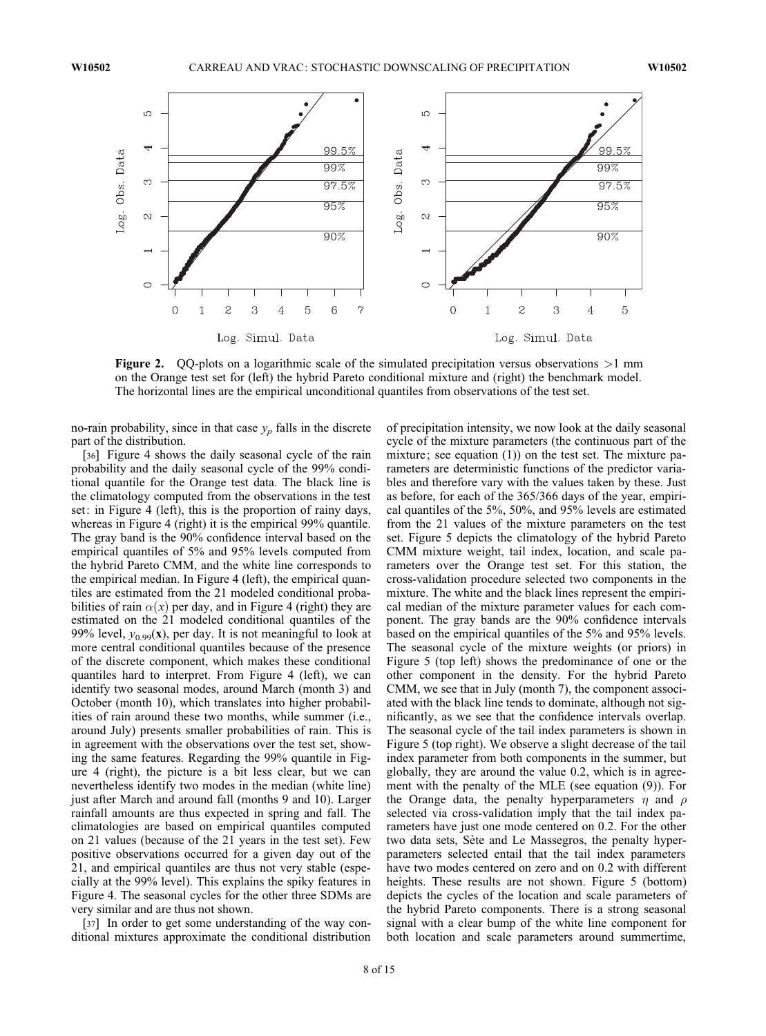**Figure 2.** QQ-plots on a logarithmic scale of the simulated precipitation versus observations >1 mm on the Orange test set for (left) the hybrid Pareto conditional mixture and (right) the benchmark model. The horizontal lines are the empirical unconditional quantiles from observations of the test set.

no-rain probability, since in that case $y_p$ falls in the discrete part of the distribution.

[36] Figure 4 shows the daily seasonal cycle of the rain probability and the daily seasonal cycle of the 99% conditional quantile for the Orange test data. The black line is the climatology computed from the observations in the test set: in Figure 4 (left), this is the proportion of rainy days, whereas in Figure 4 (right) it is the empirical 99% quantile. The gray band is the 90% confidence interval based on the empirical quantiles of 5% and 95% levels computed from the hybrid Pareto CMM, and the white line corresponds to the empirical median. In Figure 4 (left), the empirical quantiles are estimated from the 21 modeled conditional probabilities of rain $\alpha(x)$ per day, and in Figure 4 (right) they are estimated on the 21 modeled conditional quantiles of the 99% level, $y_{0.99}(\mathbf{x})$, per day. It is not meaningful to look at more central conditional quantiles because of the presence of the discrete component, which makes these conditional quantiles hard to interpret. From Figure 4 (left), we can identify two seasonal modes, around March (month 3) and October (month 10), which translates into higher probabilities of rain around these two months, while summer (i.e., around July) presents smaller probabilities of rain. This is in agreement with the observations over the test set, showing the same features. Regarding the 99% quantile in Figure 4 (right), the picture is a bit less clear, but we can nevertheless identify two modes in the median (white line) just after March and around fall (months 9 and 10). Larger rainfall amounts are thus expected in spring and fall. The climatologies are based on empirical quantiles computed on 21 values (because of the 21 years in the test set). Few positive observations occurred for a given day out of the 21, and empirical quantiles are thus not very stable (especially at the 99% level). This explains the spiky features in Figure 4. The seasonal cycles for the other three SDMs are very similar and are thus not shown.

[37] In order to get some understanding of the way conditional mixtures approximate the conditional distribution of precipitation intensity, we now look at the daily seasonal cycle of the mixture parameters (the continuous part of the mixture; see equation (1)) on the test set. The mixture parameters are deterministic functions of the predictor variables and therefore vary with the values taken by these. Just as before, for each of the 365/366 days of the year, empirical quantiles of the 5%, 50%, and 95% levels are estimated from the 21 values of the mixture parameters on the test set. Figure 5 depicts the climatology of the hybrid Pareto CMM mixture weight, tail index, location, and scale parameters over the Orange test set. For this station, the cross-validation procedure selected two components in the mixture. The white and the black lines represent the empirical median of the mixture parameter values for each component. The gray bands are the 90% confidence intervals based on the empirical quantiles of the 5% and 95% levels. The seasonal cycle of the mixture weights (or priors) in Figure 5 (top left) shows the predominance of one or the other component in the density. For the hybrid Pareto CMM, we see that in July (month 7), the component associated with the black line tends to dominate, although not significantly, as we see that the confidence intervals overlap. The seasonal cycle of the tail index parameters is shown in Figure 5 (top right). We observe a slight decrease of the tail index parameter from both components in the summer, but globally, they are around the value 0.2, which is in agreement with the penalty of the MLE (see equation (9)). For the Orange data, the penalty hyperparameters $\eta$ and $\rho$ selected via cross-validation imply that the tail index parameters have just one mode centered on 0.2. For the other two data sets, Sète and Le Massegros, the penalty hyperparameters selected entail that the tail index parameters have two modes centered on zero and on 0.2 with different heights. These results are not shown. Figure 5 (bottom) depicts the cycles of the location and scale parameters of the hybrid Pareto components. There is a strong seasonal signal with a clear bump of the white line component for both location and scale parameters around summertime,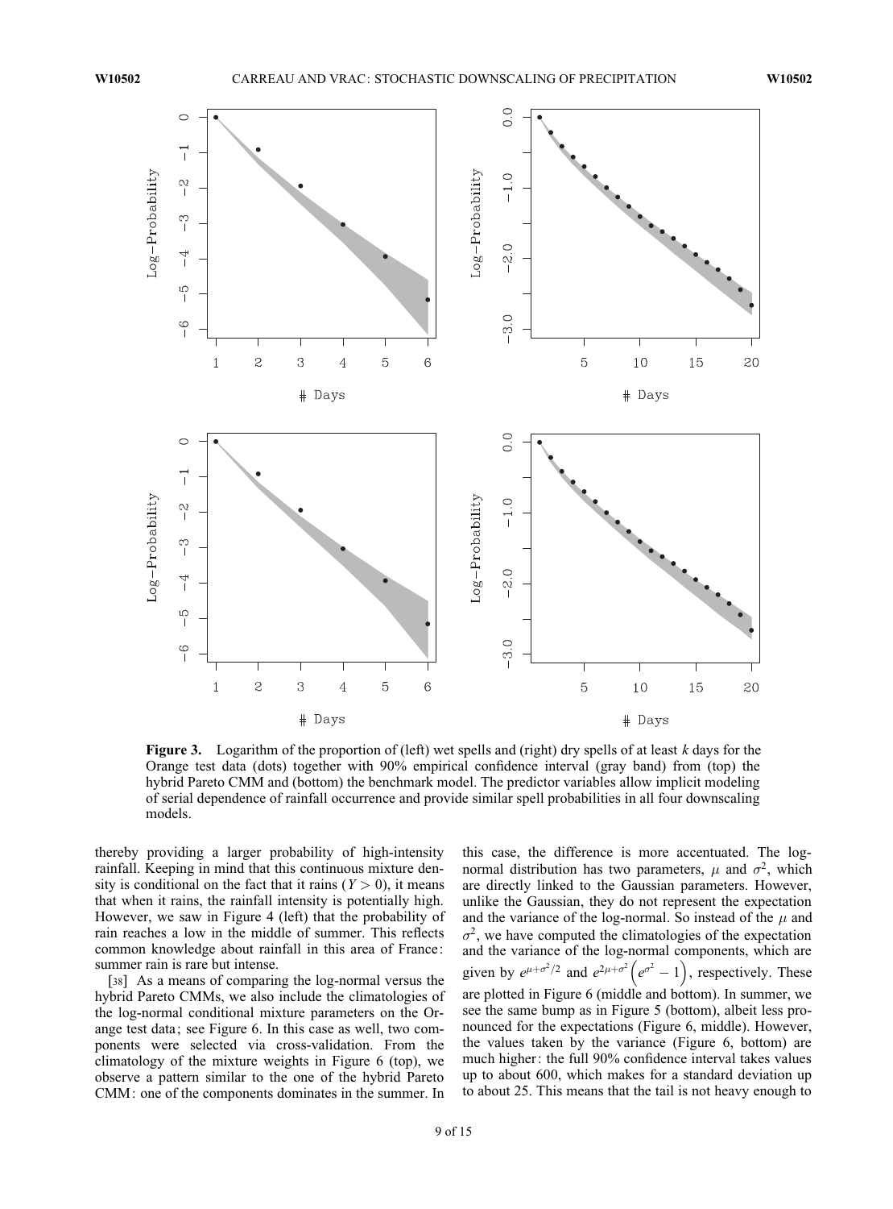**Figure 3.** Logarithm of the proportion of (left) wet spells and (right) dry spells of at least $k$ days for the Orange test data (dots) together with 90% empirical confidence interval (gray band) from (top) the hybrid Pareto CMM and (bottom) the benchmark model. The predictor variables allow implicit modeling of serial dependence of rainfall occurrence and provide similar spell probabilities in all four downscaling models.

thereby providing a larger probability of high-intensity rainfall. Keeping in mind that this continuous mixture density is conditional on the fact that it rains ($Y > 0$), it means that when it rains, the rainfall intensity is potentially high. However, we saw in Figure 4 (left) that the probability of rain reaches a low in the middle of summer. This reflects common knowledge about rainfall in this area of France: summer rain is rare but intense.

[38] As a means of comparing the log-normal versus the hybrid Pareto CMMs, we also include the climatologies of the log-normal conditional mixture parameters on the Orange test data; see Figure 6. In this case as well, two components were selected via cross-validation. From the climatology of the mixture weights in Figure 6 (top), we observe a pattern similar to the one of the hybrid Pareto CMM: one of the components dominates in the summer. In this case, the difference is more accentuated. The log-normal distribution has two parameters, $\mu$ and $\sigma^2$, which are directly linked to the Gaussian parameters. However, unlike the Gaussian, they do not represent the expectation and the variance of the log-normal. So instead of the $\mu$ and $\sigma^2$, we have computed the climatologies of the expectation and the variance of the log-normal components, which are given by $e^{\mu+\sigma^2/2}$ and $e^{2\mu+\sigma^2}\left(e^{\sigma^2}-1\right)$, respectively. These are plotted in Figure 6 (middle and bottom). In summer, we see the same bump as in Figure 5 (bottom), albeit less pronounced for the expectations (Figure 6, middle). However, the values taken by the variance (Figure 6, bottom) are much higher: the full 90% confidence interval takes values up to about 600, which makes for a standard deviation up to about 25. This means that the tail is not heavy enough to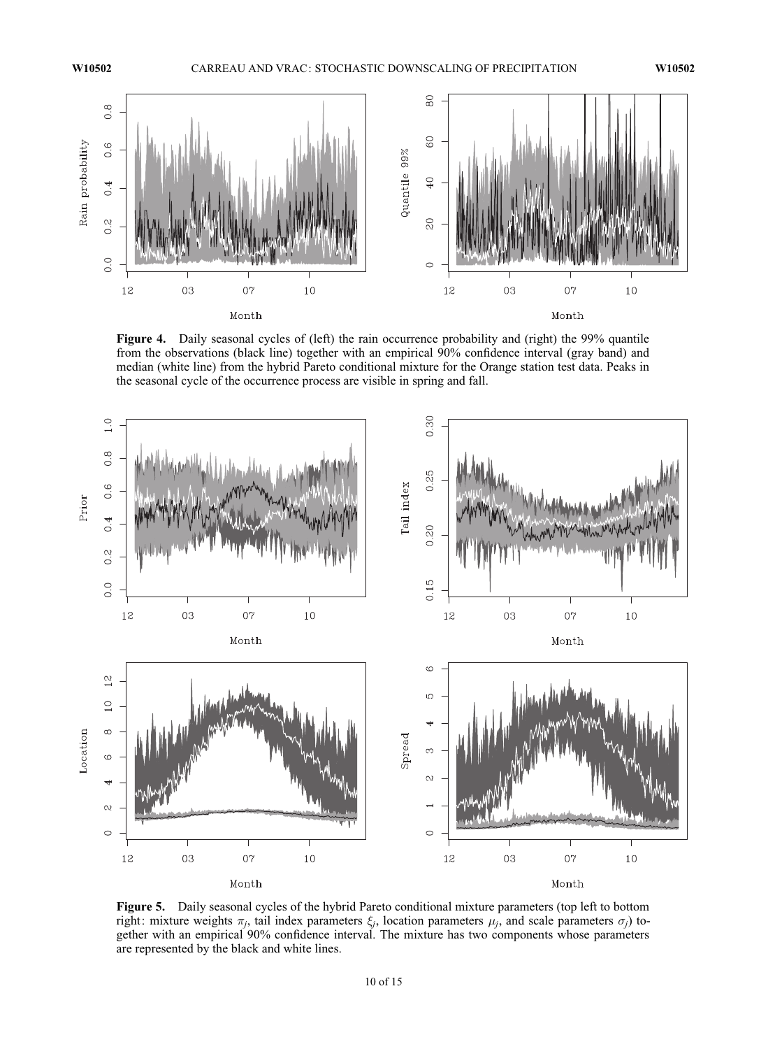**Figure 4.** Daily seasonal cycles of (left) the rain occurrence probability and (right) the 99% quantile from the observations (black line) together with an empirical 90% confidence interval (gray band) and median (white line) from the hybrid Pareto conditional mixture for the Orange station test data. Peaks in the seasonal cycle of the occurrence process are visible in spring and fall.

**Figure 5.** Daily seasonal cycles of the hybrid Pareto conditional mixture parameters (top left to bottom right: mixture weights $\pi_j$, tail index parameters $\xi_j$, location parameters $\mu_j$, and scale parameters $\sigma_j$) together with an empirical 90% confidence interval. The mixture has two components whose parameters are represented by the black and white lines.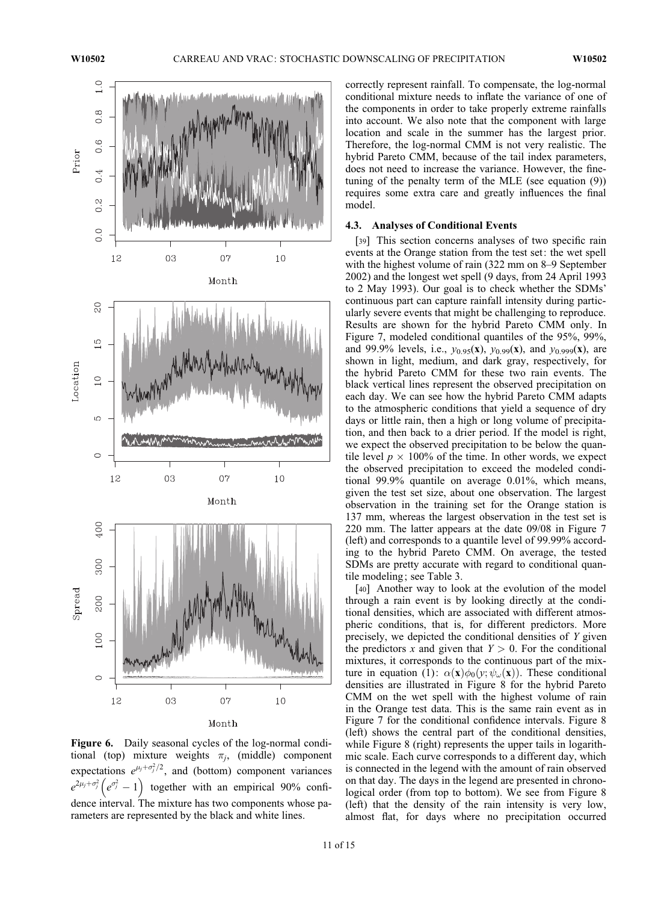Figure 6. Daily seasonal cycles of the log-normal conditional (top) mixture weights $\pi_j$, (middle) component expectations $e^{\mu_j+\sigma_j^2/2}$, and (bottom) component variances $e^{2\mu_j+\sigma_j^2}\left(e^{\sigma_j^2}-1\right)$ together with an empirical 90% confidence interval. The mixture has two components whose parameters are represented by the black and white lines.

correctly represent rainfall. To compensate, the log-normal conditional mixture needs to inflate the variance of one of the components in order to take properly extreme rainfalls into account. We also note that the component with large location and scale in the summer has the largest prior. Therefore, the log-normal CMM is not very realistic. The hybrid Pareto CMM, because of the tail index parameters, does not need to increase the variance. However, the fine-tuning of the penalty term of the MLE (see equation (9)) requires some extra care and greatly influences the final model.

### 4.3. Analyses of Conditional Events

[39] This section concerns analyses of two specific rain events at the Orange station from the test set: the wet spell with the highest volume of rain (322 mm on 8–9 September 2002) and the longest wet spell (9 days, from 24 April 1993 to 2 May 1993). Our goal is to check whether the SDMs' continuous part can capture rainfall intensity during particularly severe events that might be challenging to reproduce. Results are shown for the hybrid Pareto CMM only. In Figure 7, modeled conditional quantiles of the 95%, 99%, and 99.9% levels, i.e., $y_{0.95}(\mathbf{x})$, $y_{0.99}(\mathbf{x})$, and $y_{0.999}(\mathbf{x})$, are shown in light, medium, and dark gray, respectively, for the hybrid Pareto CMM for these two rain events. The black vertical lines represent the observed precipitation on each day. We can see how the hybrid Pareto CMM adapts to the atmospheric conditions that yield a sequence of dry days or little rain, then a high or long volume of precipitation, and then back to a drier period. If the model is right, we expect the observed precipitation to be below the quantile level $p \times 100\%$ of the time. In other words, we expect the observed precipitation to exceed the modeled conditional 99.9% quantile on average 0.01%, which means, given the test set size, about one observation. The largest observation in the training set for the Orange station is 137 mm, whereas the largest observation in the test set is 220 mm. The latter appears at the date 09/08 in Figure 7 (left) and corresponds to a quantile level of 99.99% according to the hybrid Pareto CMM. On average, the tested SDMs are pretty accurate with regard to conditional quantile modeling; see Table 3.

[40] Another way to look at the evolution of the model through a rain event is by looking directly at the conditional densities, which are associated with different atmospheric conditions, that is, for different predictors. More precisely, we depicted the conditional densities of $Y$ given the predictors $x$ and given that $Y > 0$. For the conditional mixtures, it corresponds to the continuous part of the mixture in equation (1): $\alpha(\mathbf{x})\phi_0(y;\psi_\omega(\mathbf{x}))$. These conditional densities are illustrated in Figure 8 for the hybrid Pareto CMM on the wet spell with the highest volume of rain in the Orange test data. This is the same rain event as in Figure 7 for the conditional confidence intervals. Figure 8 (left) shows the central part of the conditional densities, while Figure 8 (right) represents the upper tails in logarithmic scale. Each curve corresponds to a different day, which is connected in the legend with the amount of rain observed on that day. The days in the legend are presented in chronological order (from top to bottom). We see from Figure 8 (left) that the density of the rain intensity is very low, almost flat, for days where no precipitation occurred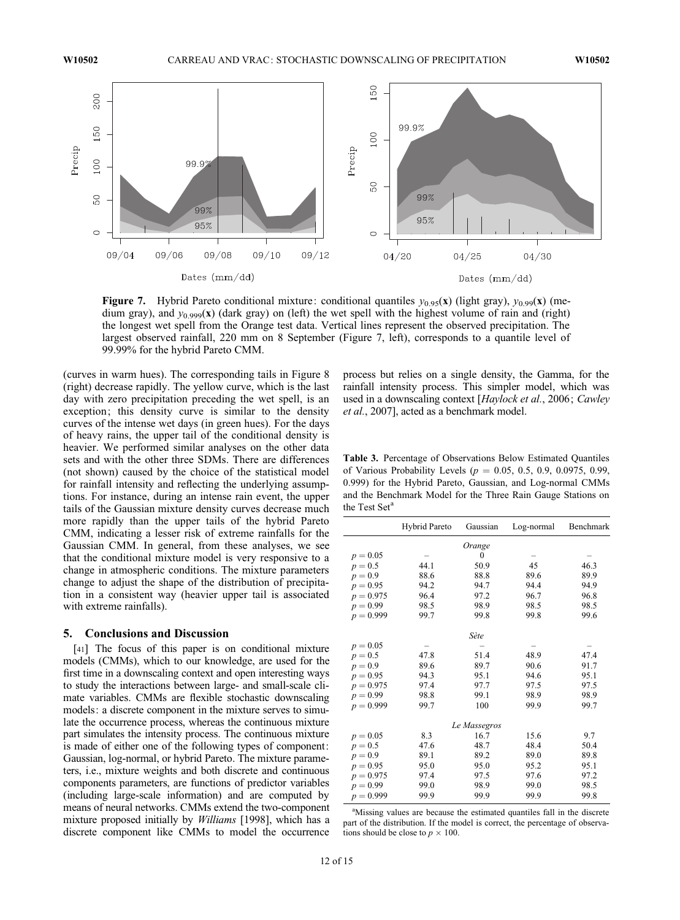Precip
200
150
100
50
0
99.9%
99%
95%
09/04
09/06
09/08
09/10
09/12
Dates (mm/dd)

Precip
150
100
50
0
99.9%
99%
95%
04/20
04/25
04/30
Dates (mm/dd)

**Figure 7.** Hybrid Pareto conditional mixture: conditional quantiles $y_{0.95}(\mathbf{x})$ (light gray), $y_{0.99}(\mathbf{x})$ (medium gray), and $y_{0.999}(\mathbf{x})$ (dark gray) on (left) the wet spell with the highest volume of rain and (right) the longest wet spell from the Orange test data. Vertical lines represent the observed precipitation. The largest observed rainfall, 220 mm on 8 September (Figure 7, left), corresponds to a quantile level of 99.99% for the hybrid Pareto CMM.

(curves in warm hues). The corresponding tails in Figure 8 (right) decrease rapidly. The yellow curve, which is the last day with zero precipitation preceding the wet spell, is an exception; this density curve is similar to the density curves of the intense wet days (in green hues). For the days of heavy rains, the upper tail of the conditional density is heavier. We performed similar analyses on the other data sets and with the other three SDMs. There are differences (not shown) caused by the choice of the statistical model for rainfall intensity and reflecting the underlying assumptions. For instance, during an intense rain event, the upper tails of the Gaussian mixture density curves decrease much more rapidly than the upper tails of the hybrid Pareto CMM, indicating a lesser risk of extreme rainfalls for the Gaussian CMM. In general, from these analyses, we see that the conditional mixture model is very responsive to a change in atmospheric conditions. The mixture parameters change to adjust the shape of the distribution of precipitation in a consistent way (heavier upper tail is associated with extreme rainfalls).

## 5. Conclusions and Discussion

[41] The focus of this paper is on conditional mixture models (CMMs), which to our knowledge, are used for the first time in a downscaling context and open interesting ways to study the interactions between large- and small-scale climate variables. CMMs are flexible stochastic downscaling models: a discrete component in the mixture serves to simulate the occurrence process, whereas the continuous mixture part simulates the intensity process. The continuous mixture is made of either one of the following types of component: Gaussian, log-normal, or hybrid Pareto. The mixture parameters, i.e., mixture weights and both discrete and continuous components parameters, are functions of predictor variables (including large-scale information) and are computed by means of neural networks. CMMs extend the two-component mixture proposed initially by *Williams* [1998], which has a discrete component like CMMs to model the occurrence process but relies on a single density, the Gamma, for the rainfall intensity process. This simpler model, which was used in a downscaling context [*Haylock et al.*, 2006; *Cawley et al.*, 2007], acted as a benchmark model.

**Table 3.** Percentage of Observations Below Estimated Quantiles of Various Probability Levels ($p$ = 0.05, 0.5, 0.9, 0.0975, 0.99, 0.999) for the Hybrid Pareto, Gaussian, and Log-normal CMMs and the Benchmark Model for the Three Rain Gauge Stations on the Test Set[a]

| | Hybrid Pareto | Gaussian | Log-normal | Benchmark |
|---|---|---|---|---|
| | | *Orange* | | |
| $p = 0.05$ | – | 0 | – | – |
| $p = 0.5$ | 44.1 | 50.9 | 45 | 46.3 |
| $p = 0.9$ | 88.6 | 88.8 | 89.6 | 89.9 |
| $p = 0.95$ | 94.2 | 94.7 | 94.4 | 94.9 |
| $p = 0.975$ | 96.4 | 97.2 | 96.7 | 96.8 |
| $p = 0.99$ | 98.5 | 98.9 | 98.5 | 98.5 |
| $p = 0.999$ | 99.7 | 99.8 | 99.8 | 99.6 |
| | | *Sète* | | |
| $p = 0.05$ | – | – | – | – |
| $p = 0.5$ | 47.8 | 51.4 | 48.9 | 47.4 |
| $p = 0.9$ | 89.6 | 89.7 | 90.6 | 91.7 |
| $p = 0.95$ | 94.3 | 95.1 | 94.6 | 95.1 |
| $p = 0.975$ | 97.4 | 97.7 | 97.5 | 97.5 |
| $p = 0.99$ | 98.8 | 99.1 | 98.9 | 98.9 |
| $p = 0.999$ | 99.7 | 100 | 99.9 | 99.7 |
| | | *Le Massegros* | | |
| $p = 0.05$ | 8.3 | 16.7 | 15.6 | 9.7 |
| $p = 0.5$ | 47.6 | 48.7 | 48.4 | 50.4 |
| $p = 0.9$ | 89.1 | 89.2 | 89.0 | 89.8 |
| $p = 0.95$ | 95.0 | 95.0 | 95.2 | 95.1 |
| $p = 0.975$ | 97.4 | 97.5 | 97.6 | 97.2 |
| $p = 0.99$ | 99.0 | 98.9 | 99.0 | 98.5 |
| $p = 0.999$ | 99.9 | 99.9 | 99.9 | 99.8 |

[a]Missing values are because the estimated quantiles fall in the discrete part of the distribution. If the model is correct, the percentage of observations should be close to $p \times 100$.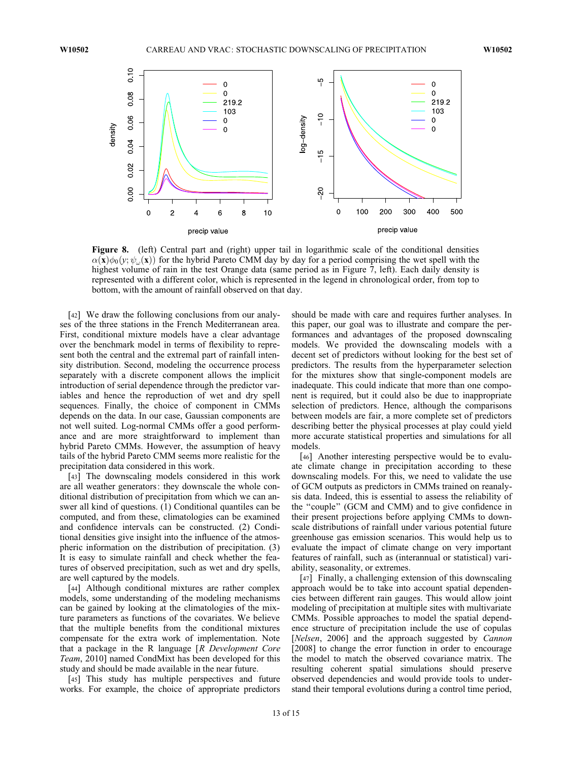density

0.00 0.02 0.04 0.06 0.08 0.10

0 2 4 6 8 10

precip value

0
0
219.2
103
0
0

log-density

−20 −15 −10 −5

0 100 200 300 400 500

precip value

0
0
219.2
103
0
0

**Figure 8.** (left) Central part and (right) upper tail in logarithmic scale of the conditional densities $\alpha(\mathbf{x})\phi_0(y; \psi_\omega(\mathbf{x}))$ for the hybrid Pareto CMM day by day for a period comprising the wet spell with the highest volume of rain in the test Orange data (same period as in Figure 7, left). Each daily density is represented with a different color, which is represented in the legend in chronological order, from top to bottom, with the amount of rainfall observed on that day.

[42] We draw the following conclusions from our analyses of the three stations in the French Mediterranean area. First, conditional mixture models have a clear advantage over the benchmark model in terms of flexibility to represent both the central and the extremal part of rainfall intensity distribution. Second, modeling the occurrence process separately with a discrete component allows the implicit introduction of serial dependence through the predictor variables and hence the reproduction of wet and dry spell sequences. Finally, the choice of component in CMMs depends on the data. In our case, Gaussian components are not well suited. Log-normal CMMs offer a good performance and are more straightforward to implement than hybrid Pareto CMMs. However, the assumption of heavy tails of the hybrid Pareto CMM seems more realistic for the precipitation data considered in this work.

[43] The downscaling models considered in this work are all weather generators: they downscale the whole conditional distribution of precipitation from which we can answer all kind of questions. (1) Conditional quantiles can be computed, and from these, climatologies can be examined and confidence intervals can be constructed. (2) Conditional densities give insight into the influence of the atmospheric information on the distribution of precipitation. (3) It is easy to simulate rainfall and check whether the features of observed precipitation, such as wet and dry spells, are well captured by the models.

[44] Although conditional mixtures are rather complex models, some understanding of the modeling mechanisms can be gained by looking at the climatologies of the mixture parameters as functions of the covariates. We believe that the multiple benefits from the conditional mixtures compensate for the extra work of implementation. Note that a package in the R language [*R Development Core Team*, 2010] named CondMixt has been developed for this study and should be made available in the near future.

[45] This study has multiple perspectives and future works. For example, the choice of appropriate predictors should be made with care and requires further analyses. In this paper, our goal was to illustrate and compare the performances and advantages of the proposed downscaling models. We provided the downscaling models with a decent set of predictors without looking for the best set of predictors. The results from the hyperparameter selection for the mixtures show that single-component models are inadequate. This could indicate that more than one component is required, but it could also be due to inappropriate selection of predictors. Hence, although the comparisons between models are fair, a more complete set of predictors describing better the physical processes at play could yield more accurate statistical properties and simulations for all models.

[46] Another interesting perspective would be to evaluate climate change in precipitation according to these downscaling models. For this, we need to validate the use of GCM outputs as predictors in CMMs trained on reanalysis data. Indeed, this is essential to assess the reliability of the "couple" (GCM and CMM) and to give confidence in their present projections before applying CMMs to downscale distributions of rainfall under various potential future greenhouse gas emission scenarios. This would help us to evaluate the impact of climate change on very important features of rainfall, such as (interannual or statistical) variability, seasonality, or extremes.

[47] Finally, a challenging extension of this downscaling approach would be to take into account spatial dependencies between different rain gauges. This would allow joint modeling of precipitation at multiple sites with multivariate CMMs. Possible approaches to model the spatial dependence structure of precipitation include the use of copulas [*Nelsen*, 2006] and the approach suggested by *Cannon* [2008] to change the error function in order to encourage the model to match the observed covariance matrix. The resulting coherent spatial simulations should preserve observed dependencies and would provide tools to understand their temporal evolutions during a control time period,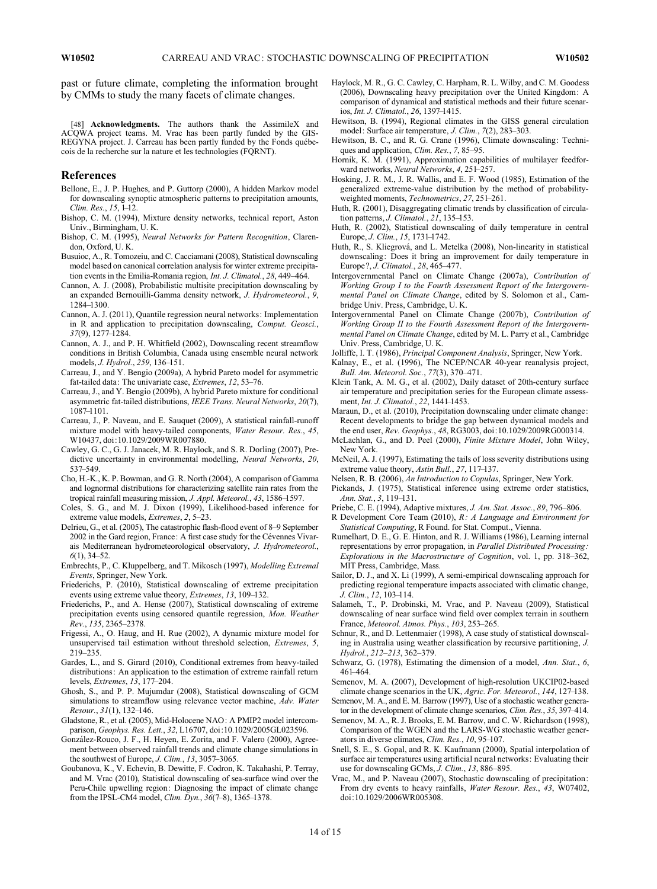past or future climate, completing the information brought by CMMs to study the many facets of climate changes.

[48] **Acknowledgments.** The authors thank the AssimileX and ACQWA project teams. M. Vrac has been partly funded by the GIS-REGYNA project. J. Carreau has been partly funded by the Fonds québécois de la recherche sur la nature et les technologies (FQRNT).

## References

Bellone, E., J. P. Hughes, and P. Guttorp (2000), A hidden Markov model for downscaling synoptic atmospheric patterns to precipitation amounts, *Clim. Res.*, *15*, 1–12.

Bishop, C. M. (1994), Mixture density networks, technical report, Aston Univ., Birmingham, U. K.

Bishop, C. M. (1995), *Neural Networks for Pattern Recognition*, Clarendon, Oxford, U. K.

Busuioc, A., R. Tomozeiu, and C. Cacciamani (2008), Statistical downscaling model based on canonical correlation analysis for winter extreme precipitation events in the Emilia-Romania region, *Int. J. Climatol.*, *28*, 449–464.

Cannon, A. J. (2008), Probabilistic multisite precipitation downscaling by an expanded Bernouilli-Gamma density network, *J. Hydrometeorol.*, *9*, 1284–1300.

Cannon, A. J. (2011), Quantile regression neural networks: Implementation in R and application to precipitation downscaling, *Comput. Geosci.*, *37*(9), 1277–1284.

Cannon, A. J., and P. H. Whitfield (2002), Downscaling recent streamflow conditions in British Columbia, Canada using ensemble neural network models, *J. Hydrol.*, *259*, 136–151.

Carreau, J., and Y. Bengio (2009a), A hybrid Pareto model for asymmetric fat-tailed data: The univariate case, *Extremes*, *12*, 53–76.

Carreau, J., and Y. Bengio (2009b), A hybrid Pareto mixture for conditional asymmetric fat-tailed distributions, *IEEE Trans. Neural Networks*, *20*(7), 1087–1101.

Carreau, J., P. Naveau, and E. Sauquet (2009), A statistical rainfall-runoff mixture model with heavy-tailed components, *Water Resour. Res.*, *45*, W10437, doi:10.1029/2009WR007880.

Cawley, G. C., G. J. Janacek, M. R. Haylock, and S. R. Dorling (2007), Predictive uncertainty in environmental modelling, *Neural Networks*, *20*, 537–549.

Cho, H.-K., K. P. Bowman, and G. R. North (2004), A comparison of Gamma and lognormal distributions for characterizing satellite rain rates from the tropical rainfall measuring mission, *J. Appl. Meteorol.*, *43*, 1586–1597.

Coles, S. G., and M. J. Dixon (1999), Likelihood-based inference for extreme value models, *Extremes*, *2*, 5–23.

Delrieu, G., et al. (2005), The catastrophic flash-flood event of 8–9 September 2002 in the Gard region, France: A first case study for the Cévennes Vivarais Mediterranean hydrometeorological observatory, *J. Hydrometeorol.*, *6*(1), 34–52.

Embrechts, P., C. Kluppelberg, and T. Mikosch (1997), *Modelling Extremal Events*, Springer, New York.

Friederichs, P. (2010), Statistical downscaling of extreme precipitation events using extreme value theory, *Extremes*, *13*, 109–132.

Friederichs, P., and A. Hense (2007), Statistical downscaling of extreme precipitation events using censored quantile regression, *Mon. Weather Rev.*, *135*, 2365–2378.

Frigessi, A., O. Haug, and H. Rue (2002), A dynamic mixture model for unsupervised tail estimation without threshold selection, *Extremes*, *5*, 219–235.

Gardes, L., and S. Girard (2010), Conditional extremes from heavy-tailed distributions: An application to the estimation of extreme rainfall return levels, *Extremes*, *13*, 177–204.

Ghosh, S., and P. P. Mujumdar (2008), Statistical downscaling of GCM simulations to streamflow using relevance vector machine, *Adv. Water Resour.*, *31*(1), 132–146.

Gladstone, R., et al. (2005), Mid-Holocene NAO: A PMIP2 model intercomparison, *Geophys. Res. Lett.*, *32*, L16707, doi:10.1029/2005GL023596.

González-Rouco, J. F., H. Heyen, E. Zorita, and F. Valero (2000), Agreement between observed rainfall trends and climate change simulations in the southwest of Europe, *J. Clim.*, *13*, 3057–3065.

Goubanova, K., V. Echevin, B. Dewitte, F. Codron, K. Takahashi, P. Terray, and M. Vrac (2010), Statistical downscaling of sea-surface wind over the Peru-Chile upwelling region: Diagnosing the impact of climate change from the IPSL-CM4 model, *Clim. Dyn.*, *36*(7–8), 1365–1378.

Haylock, M. R., G. C. Cawley, C. Harpham, R. L. Wilby, and C. M. Goodess (2006), Downscaling heavy precipitation over the United Kingdom: A comparison of dynamical and statistical methods and their future scenarios, *Int. J. Climatol.*, *26*, 1397–1415.

Hewitson, B. (1994), Regional climates in the GISS general circulation model: Surface air temperature, *J. Clim.*, *7*(2), 283–303.

Hewitson, B. C., and R. G. Crane (1996), Climate downscaling: Techniques and application, *Clim. Res.*, *7*, 85–95.

Hornik, K. M. (1991), Approximation capabilities of multilayer feedforward networks, *Neural Networks*, *4*, 251–257.

Hosking, J. R. M., J. R. Wallis, and E. F. Wood (1985), Estimation of the generalized extreme-value distribution by the method of probability-weighted moments, *Technometrics*, *27*, 251–261.

Huth, R. (2001), Disaggregating climatic trends by classification of circulation patterns, *J. Climatol.*, *21*, 135–153.

Huth, R. (2002), Statistical downscaling of daily temperature in central Europe, *J. Clim.*, *15*, 1731–1742.

Huth, R., S. Kliegrová, and L. Metelka (2008), Non-linearity in statistical downscaling: Does it bring an improvement for daily temperature in Europe?, *J. Climatol.*, *28*, 465–477.

Intergovernmental Panel on Climate Change (2007a), *Contribution of Working Group I to the Fourth Assessment Report of the Intergovernmental Panel on Climate Change*, edited by S. Solomon et al., Cambridge Univ. Press, Cambridge, U. K.

Intergovernmental Panel on Climate Change (2007b), *Contribution of Working Group II to the Fourth Assessment Report of the Intergovernmental Panel on Climate Change*, edited by M. L. Parry et al., Cambridge Univ. Press, Cambridge, U. K.

Jolliffe, I. T. (1986), *Principal Component Analysis*, Springer, New York.

Kalnay, E., et al. (1996), The NCEP/NCAR 40-year reanalysis project, *Bull. Am. Meteorol. Soc.*, *77*(3), 370–471.

Klein Tank, A. M. G., et al. (2002), Daily dataset of 20th-century surface air temperature and precipitation series for the European climate assessment, *Int. J. Climatol.*, *22*, 1441–1453.

Maraun, D., et al. (2010), Precipitation downscaling under climate change: Recent developments to bridge the gap between dynamical models and the end user, *Rev. Geophys.*, *48*, RG3003, doi:10.1029/2009RG000314.

McLachlan, G., and D. Peel (2000), *Finite Mixture Model*, John Wiley, New York.

McNeil, A. J. (1997), Estimating the tails of loss severity distributions using extreme value theory, *Astin Bull.*, *27*, 117–137.

Nelsen, R. B. (2006), *An Introduction to Copulas*, Springer, New York.

Pickands, J. (1975), Statistical inference using extreme order statistics, *Ann. Stat.*, *3*, 119–131.

Priebe, C. E. (1994), Adaptive mixtures, *J. Am. Stat. Assoc.*, *89*, 796–806.

R Development Core Team (2010), *R: A Language and Environment for Statistical Computing*, R Found. for Stat. Comput., Vienna.

Rumelhart, D. E., G. E. Hinton, and R. J. Williams (1986), Learning internal representations by error propagation, in *Parallel Distributed Processing: Explorations in the Macrostructure of Cognition*, vol. 1, pp. 318–362, MIT Press, Cambridge, Mass.

Sailor, D. J., and X. Li (1999), A semi-empirical downscaling approach for predicting regional temperature impacts associated with climatic change, *J. Clim.*, *12*, 103–114.

Salameh, T., P. Drobinski, M. Vrac, and P. Naveau (2009), Statistical downscaling of near surface wind field over complex terrain in southern France, *Meteorol. Atmos. Phys.*, *103*, 253–265.

Schnur, R., and D. Lettenmaier (1998), A case study of statistical downscaling in Australia using weather classification by recursive partitioning, *J. Hydrol.*, *212–213*, 362–379.

Schwarz, G. (1978), Estimating the dimension of a model, *Ann. Stat.*, *6*, 461–464.

Semenov, M. A. (2007), Development of high-resolution UKCIP02-based climate change scenarios in the UK, *Agric. For. Meteorol.*, *144*, 127–138.

Semenov, M. A., and E. M. Barrow (1997), Use of a stochastic weather generator in the development of climate change scenarios, *Clim. Res.*, *35*, 397–414.

Semenov, M. A., R. J. Brooks, E. M. Barrow, and C. W. Richardson (1998), Comparison of the WGEN and the LARS-WG stochastic weather generators in diverse climates, *Clim. Res.*, *10*, 95–107.

Snell, S. E., S. Gopal, and R. K. Kaufmann (2000), Spatial interpolation of surface air temperatures using artificial neural networks: Evaluating their use for downscaling GCMs, *J. Clim.*, *13*, 886–895.

Vrac, M., and P. Naveau (2007), Stochastic downscaling of precipitation: From dry events to heavy rainfalls, *Water Resour. Res.*, *43*, W07402, doi:10.1029/2006WR005308.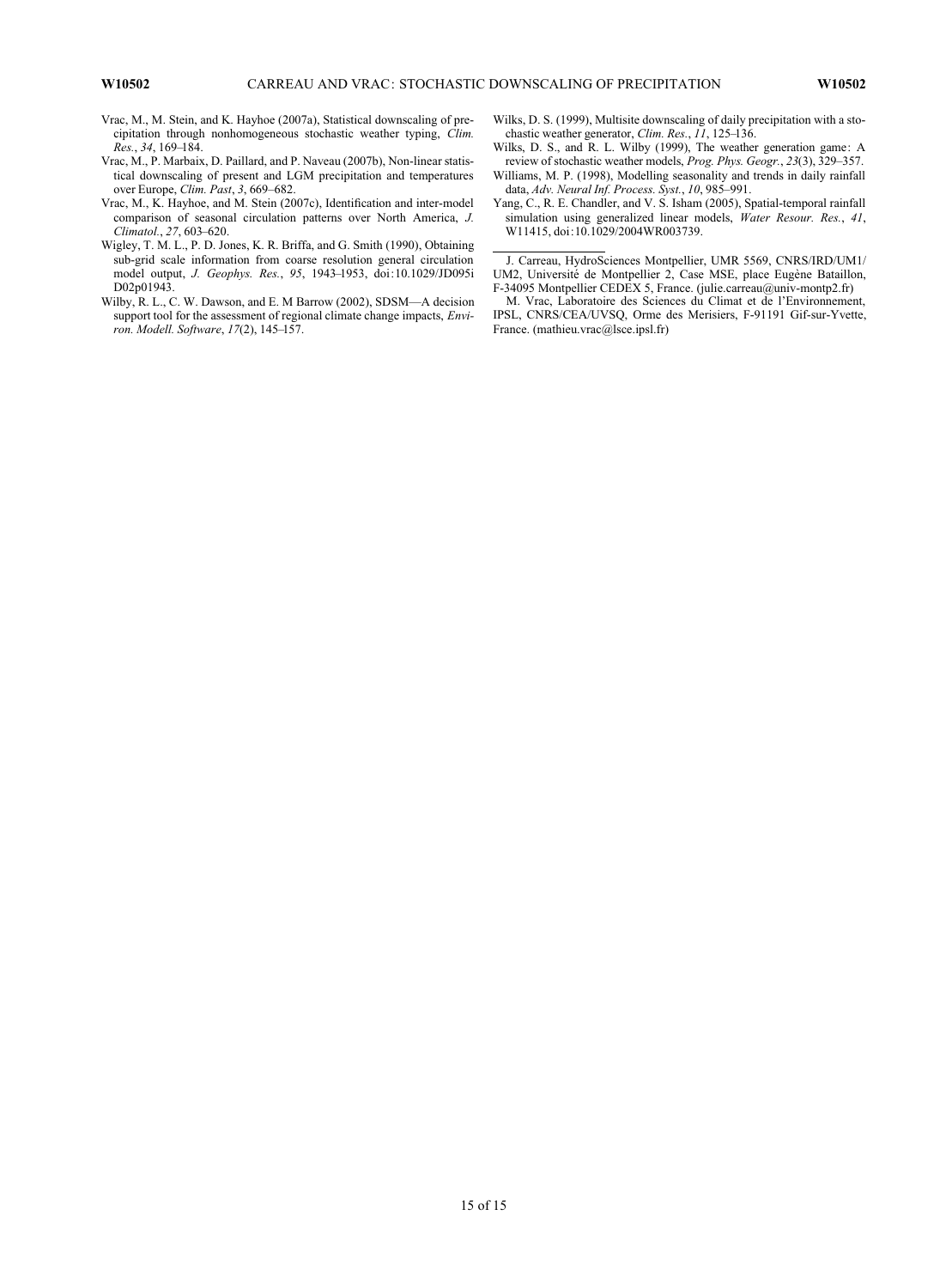Vrac, M., M. Stein, and K. Hayhoe (2007a), Statistical downscaling of precipitation through nonhomogeneous stochastic weather typing, *Clim. Res.*, *34*, 169–184.

Vrac, M., P. Marbaix, D. Paillard, and P. Naveau (2007b), Non-linear statistical downscaling of present and LGM precipitation and temperatures over Europe, *Clim. Past*, *3*, 669–682.

Vrac, M., K. Hayhoe, and M. Stein (2007c), Identification and inter-model comparison of seasonal circulation patterns over North America, *J. Climatol.*, *27*, 603–620.

Wigley, T. M. L., P. D. Jones, K. R. Briffa, and G. Smith (1990), Obtaining sub-grid scale information from coarse resolution general circulation model output, *J. Geophys. Res.*, *95*, 1943–1953, doi:10.1029/JD095iD02p01943.

Wilby, R. L., C. W. Dawson, and E. M Barrow (2002), SDSM—A decision support tool for the assessment of regional climate change impacts, *Environ. Modell. Software*, *17*(2), 145–157.

Wilks, D. S. (1999), Multisite downscaling of daily precipitation with a stochastic weather generator, *Clim. Res.*, *11*, 125–136.

Wilks, D. S., and R. L. Wilby (1999), The weather generation game: A review of stochastic weather models, *Prog. Phys. Geogr.*, *23*(3), 329–357.

Williams, M. P. (1998), Modelling seasonality and trends in daily rainfall data, *Adv. Neural Inf. Process. Syst.*, *10*, 985–991.

Yang, C., R. E. Chandler, and V. S. Isham (2005), Spatial-temporal rainfall simulation using generalized linear models, *Water Resour. Res.*, *41*, W11415, doi:10.1029/2004WR003739.

---

J. Carreau, HydroSciences Montpellier, UMR 5569, CNRS/IRD/UM1/UM2, Université de Montpellier 2, Case MSE, place Eugène Bataillon, F-34095 Montpellier CEDEX 5, France. (julie.carreau@univ-montp2.fr)

M. Vrac, Laboratoire des Sciences du Climat et de l'Environnement, IPSL, CNRS/CEA/UVSQ, Orme des Merisiers, F-91191 Gif-sur-Yvette, France. (mathieu.vrac@lsce.ipsl.fr)